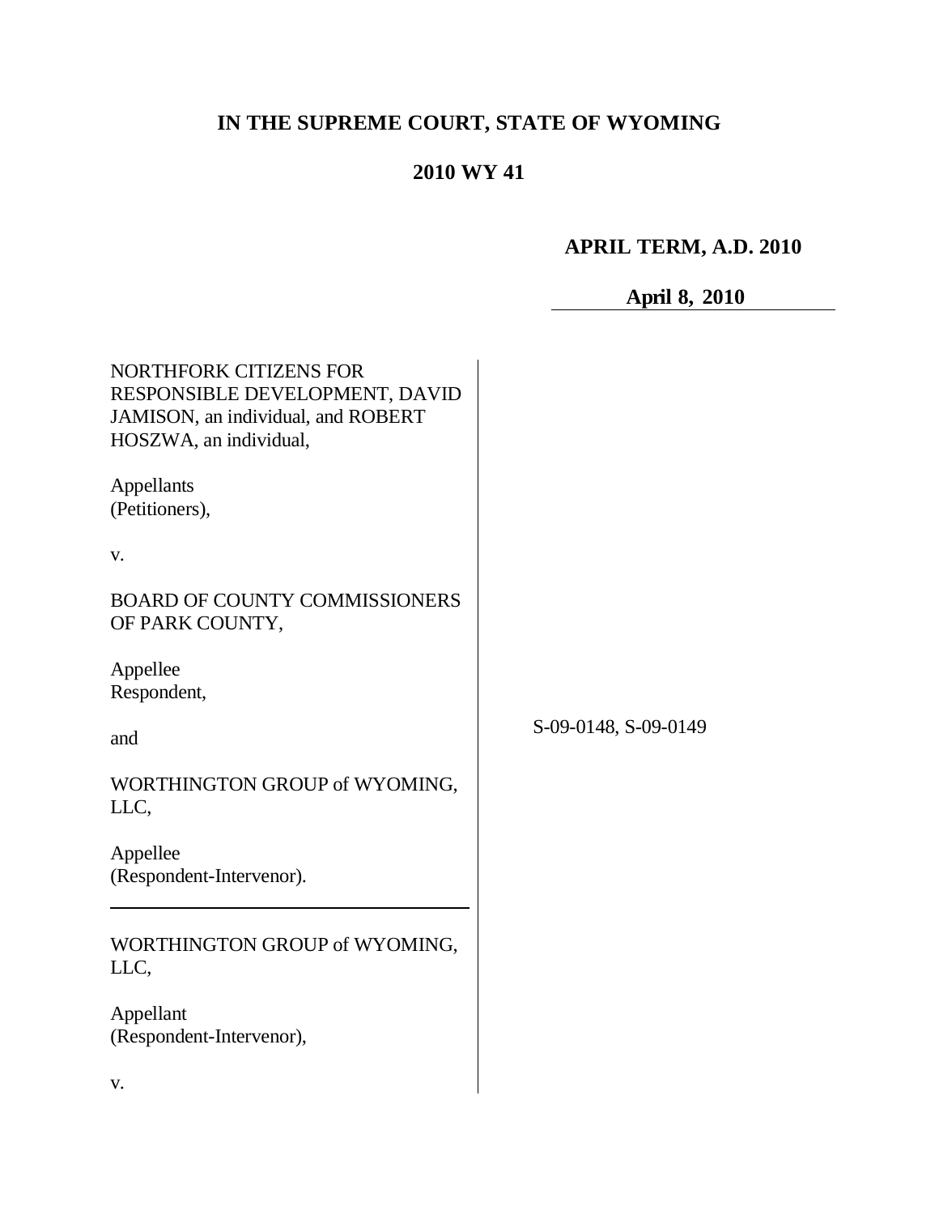# IN THE SUPREME COURT, STATE OF WYOMING

## 2010 WY 41

**APRIL TERM, A.D. 2010**

**April 8, 2010**

NORTHFORK CITIZENS FOR RESPONSIBLE DEVELOPMENT, DAVID JAMISON, an individual, and ROBERT HOSZWA, an individual,

Appellants
(Petitioners),

v.

BOARD OF COUNTY COMMISSIONERS OF PARK COUNTY,

Appellee
Respondent,

and

WORTHINGTON GROUP of WYOMING, LLC,

Appellee
(Respondent-Intervenor).

S-09-0148, S-09-0149

---

WORTHINGTON GROUP of WYOMING, LLC,

Appellant
(Respondent-Intervenor),

v.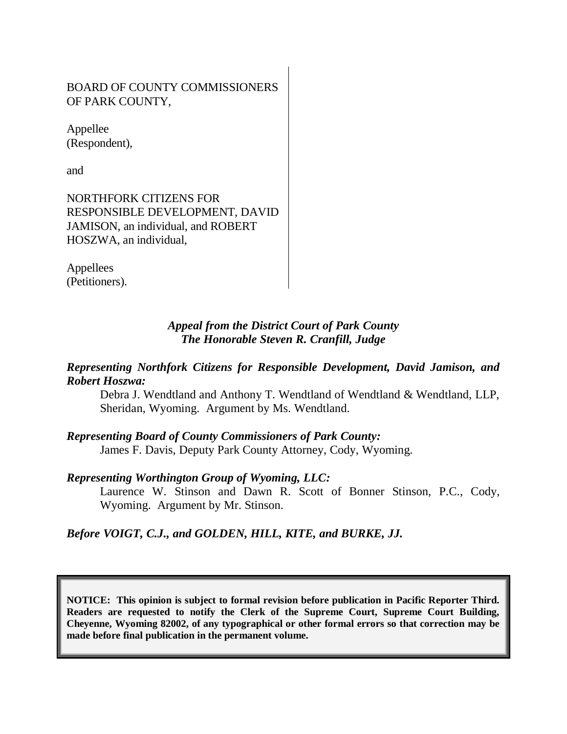BOARD OF COUNTY COMMISSIONERS OF PARK COUNTY,

Appellee (Respondent),

and

NORTHFORK CITIZENS FOR RESPONSIBLE DEVELOPMENT, DAVID JAMISON, an individual, and ROBERT HOSZWA, an individual,

Appellees (Petitioners).

*Appeal from the District Court of Park County*
*The Honorable Steven R. Cranfill, Judge*

***Representing Northfork Citizens for Responsible Development, David Jamison, and Robert Hoszwa:***

Debra J. Wendtland and Anthony T. Wendtland of Wendtland & Wendtland, LLP, Sheridan, Wyoming. Argument by Ms. Wendtland.

***Representing Board of County Commissioners of Park County:***

James F. Davis, Deputy Park County Attorney, Cody, Wyoming.

***Representing Worthington Group of Wyoming, LLC:***

Laurence W. Stinson and Dawn R. Scott of Bonner Stinson, P.C., Cody, Wyoming. Argument by Mr. Stinson.

***Before VOIGT, C.J., and GOLDEN, HILL, KITE, and BURKE, JJ.***

**NOTICE: This opinion is subject to formal revision before publication in Pacific Reporter Third. Readers are requested to notify the Clerk of the Supreme Court, Supreme Court Building, Cheyenne, Wyoming 82002, of any typographical or other formal errors so that correction may be made before final publication in the permanent volume.**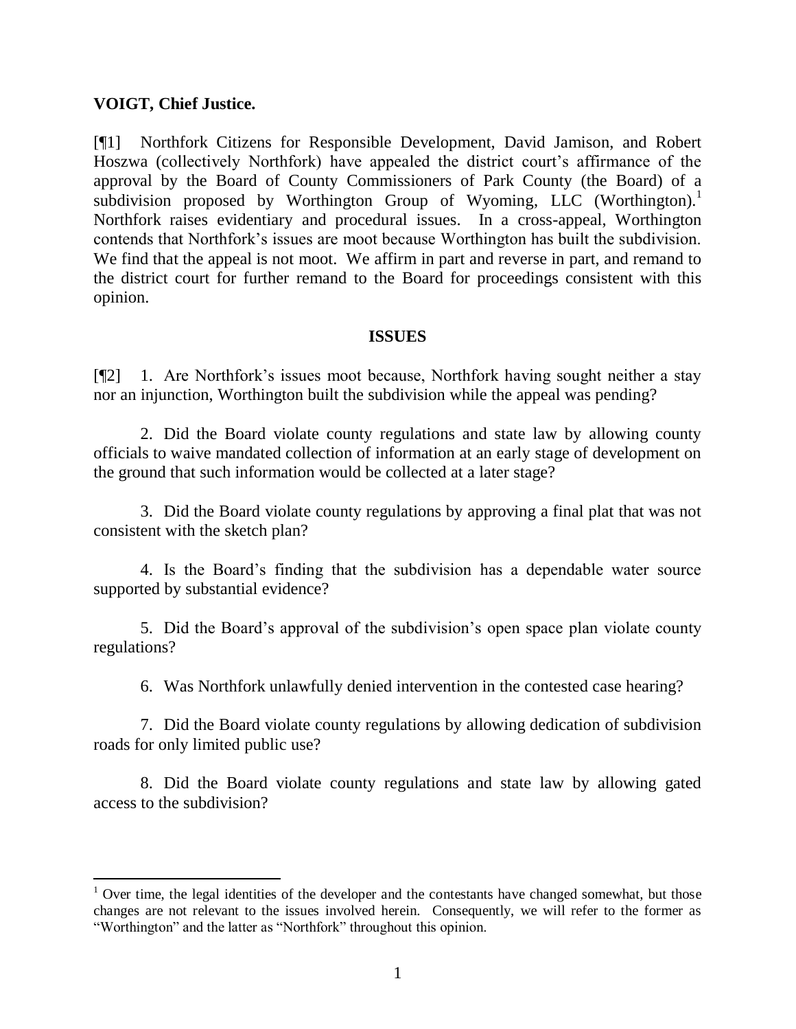**VOIGT, Chief Justice.**

[¶1] Northfork Citizens for Responsible Development, David Jamison, and Robert Hoszwa (collectively Northfork) have appealed the district court's affirmance of the approval by the Board of County Commissioners of Park County (the Board) of a subdivision proposed by Worthington Group of Wyoming, LLC (Worthington).[1] Northfork raises evidentiary and procedural issues. In a cross-appeal, Worthington contends that Northfork's issues are moot because Worthington has built the subdivision. We find that the appeal is not moot. We affirm in part and reverse in part, and remand to the district court for further remand to the Board for proceedings consistent with this opinion.

## ISSUES

[¶2] 1. Are Northfork's issues moot because, Northfork having sought neither a stay nor an injunction, Worthington built the subdivision while the appeal was pending?

2. Did the Board violate county regulations and state law by allowing county officials to waive mandated collection of information at an early stage of development on the ground that such information would be collected at a later stage?

3. Did the Board violate county regulations by approving a final plat that was not consistent with the sketch plan?

4. Is the Board's finding that the subdivision has a dependable water source supported by substantial evidence?

5. Did the Board's approval of the subdivision's open space plan violate county regulations?

6. Was Northfork unlawfully denied intervention in the contested case hearing?

7. Did the Board violate county regulations by allowing dedication of subdivision roads for only limited public use?

8. Did the Board violate county regulations and state law by allowing gated access to the subdivision?

---

[1] Over time, the legal identities of the developer and the contestants have changed somewhat, but those changes are not relevant to the issues involved herein. Consequently, we will refer to the former as "Worthington" and the latter as "Northfork" throughout this opinion.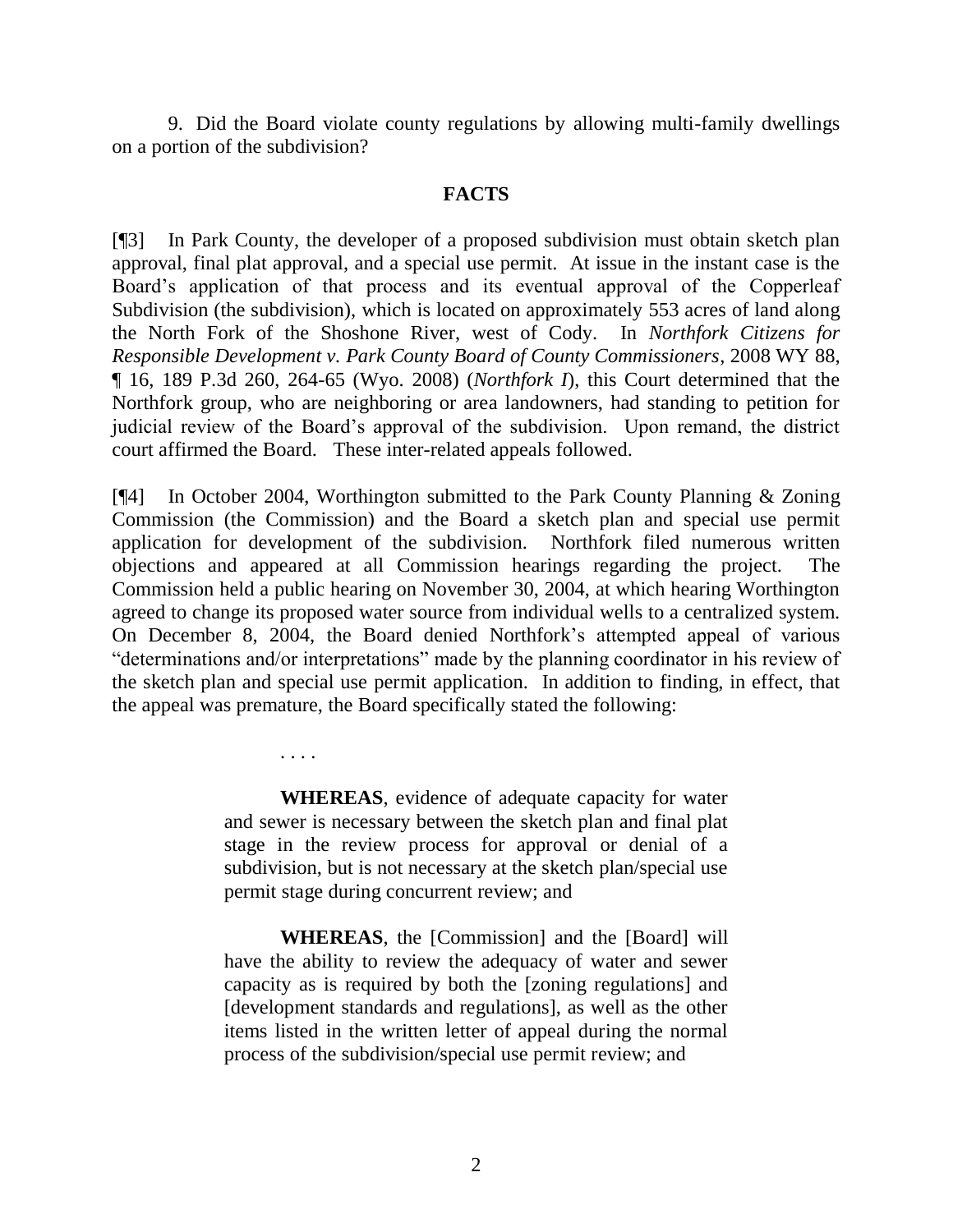9. Did the Board violate county regulations by allowing multi-family dwellings on a portion of the subdivision?

## FACTS

[¶3] In Park County, the developer of a proposed subdivision must obtain sketch plan approval, final plat approval, and a special use permit. At issue in the instant case is the Board's application of that process and its eventual approval of the Copperleaf Subdivision (the subdivision), which is located on approximately 553 acres of land along the North Fork of the Shoshone River, west of Cody. In *Northfork Citizens for Responsible Development v. Park County Board of County Commissioners*, 2008 WY 88, ¶ 16, 189 P.3d 260, 264-65 (Wyo. 2008) (*Northfork I*), this Court determined that the Northfork group, who are neighboring or area landowners, had standing to petition for judicial review of the Board's approval of the subdivision. Upon remand, the district court affirmed the Board. These inter-related appeals followed.

[¶4] In October 2004, Worthington submitted to the Park County Planning & Zoning Commission (the Commission) and the Board a sketch plan and special use permit application for development of the subdivision. Northfork filed numerous written objections and appeared at all Commission hearings regarding the project. The Commission held a public hearing on November 30, 2004, at which hearing Worthington agreed to change its proposed water source from individual wells to a centralized system. On December 8, 2004, the Board denied Northfork's attempted appeal of various "determinations and/or interpretations" made by the planning coordinator in his review of the sketch plan and special use permit application. In addition to finding, in effect, that the appeal was premature, the Board specifically stated the following:

> . . . .
>
> **WHEREAS**, evidence of adequate capacity for water and sewer is necessary between the sketch plan and final plat stage in the review process for approval or denial of a subdivision, but is not necessary at the sketch plan/special use permit stage during concurrent review; and
>
> **WHEREAS**, the [Commission] and the [Board] will have the ability to review the adequacy of water and sewer capacity as is required by both the [zoning regulations] and [development standards and regulations], as well as the other items listed in the written letter of appeal during the normal process of the subdivision/special use permit review; and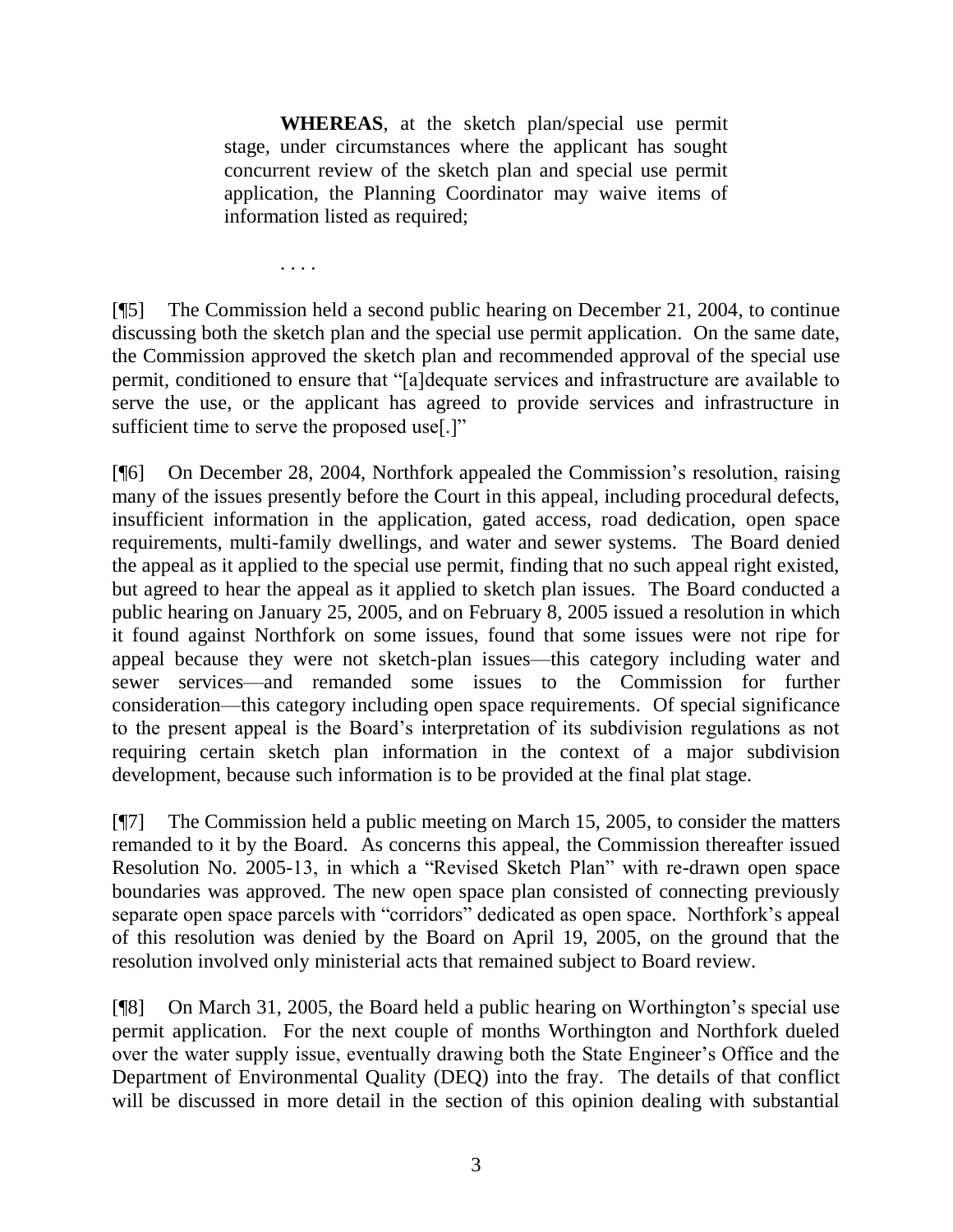> **WHEREAS**, at the sketch plan/special use permit stage, under circumstances where the applicant has sought concurrent review of the sketch plan and special use permit application, the Planning Coordinator may waive items of information listed as required;
>
> . . . .

[¶5] The Commission held a second public hearing on December 21, 2004, to continue discussing both the sketch plan and the special use permit application. On the same date, the Commission approved the sketch plan and recommended approval of the special use permit, conditioned to ensure that "[a]dequate services and infrastructure are available to serve the use, or the applicant has agreed to provide services and infrastructure in sufficient time to serve the proposed use[.]"

[¶6] On December 28, 2004, Northfork appealed the Commission's resolution, raising many of the issues presently before the Court in this appeal, including procedural defects, insufficient information in the application, gated access, road dedication, open space requirements, multi-family dwellings, and water and sewer systems. The Board denied the appeal as it applied to the special use permit, finding that no such appeal right existed, but agreed to hear the appeal as it applied to sketch plan issues. The Board conducted a public hearing on January 25, 2005, and on February 8, 2005 issued a resolution in which it found against Northfork on some issues, found that some issues were not ripe for appeal because they were not sketch-plan issues—this category including water and sewer services—and remanded some issues to the Commission for further consideration—this category including open space requirements. Of special significance to the present appeal is the Board's interpretation of its subdivision regulations as not requiring certain sketch plan information in the context of a major subdivision development, because such information is to be provided at the final plat stage.

[¶7] The Commission held a public meeting on March 15, 2005, to consider the matters remanded to it by the Board. As concerns this appeal, the Commission thereafter issued Resolution No. 2005-13, in which a "Revised Sketch Plan" with re-drawn open space boundaries was approved. The new open space plan consisted of connecting previously separate open space parcels with "corridors" dedicated as open space. Northfork's appeal of this resolution was denied by the Board on April 19, 2005, on the ground that the resolution involved only ministerial acts that remained subject to Board review.

[¶8] On March 31, 2005, the Board held a public hearing on Worthington's special use permit application. For the next couple of months Worthington and Northfork dueled over the water supply issue, eventually drawing both the State Engineer's Office and the Department of Environmental Quality (DEQ) into the fray. The details of that conflict will be discussed in more detail in the section of this opinion dealing with substantial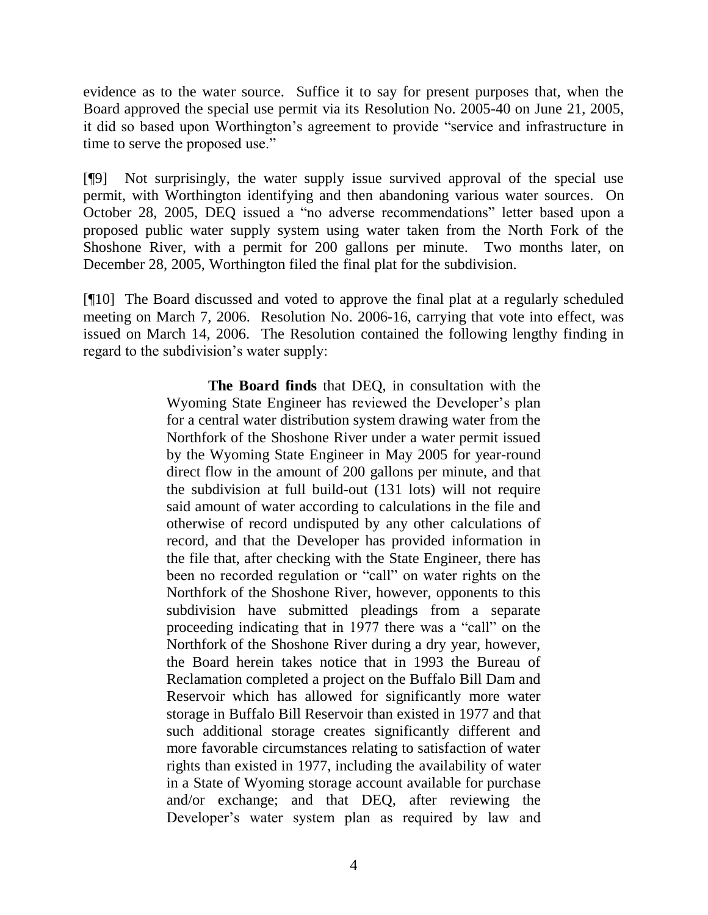evidence as to the water source. Suffice it to say for present purposes that, when the Board approved the special use permit via its Resolution No. 2005-40 on June 21, 2005, it did so based upon Worthington's agreement to provide "service and infrastructure in time to serve the proposed use."

[¶9] Not surprisingly, the water supply issue survived approval of the special use permit, with Worthington identifying and then abandoning various water sources. On October 28, 2005, DEQ issued a "no adverse recommendations" letter based upon a proposed public water supply system using water taken from the North Fork of the Shoshone River, with a permit for 200 gallons per minute. Two months later, on December 28, 2005, Worthington filed the final plat for the subdivision.

[¶10] The Board discussed and voted to approve the final plat at a regularly scheduled meeting on March 7, 2006. Resolution No. 2006-16, carrying that vote into effect, was issued on March 14, 2006. The Resolution contained the following lengthy finding in regard to the subdivision's water supply:

> **The Board finds** that DEQ, in consultation with the Wyoming State Engineer has reviewed the Developer's plan for a central water distribution system drawing water from the Northfork of the Shoshone River under a water permit issued by the Wyoming State Engineer in May 2005 for year-round direct flow in the amount of 200 gallons per minute, and that the subdivision at full build-out (131 lots) will not require said amount of water according to calculations in the file and otherwise of record undisputed by any other calculations of record, and that the Developer has provided information in the file that, after checking with the State Engineer, there has been no recorded regulation or "call" on water rights on the Northfork of the Shoshone River, however, opponents to this subdivision have submitted pleadings from a separate proceeding indicating that in 1977 there was a "call" on the Northfork of the Shoshone River during a dry year, however, the Board herein takes notice that in 1993 the Bureau of Reclamation completed a project on the Buffalo Bill Dam and Reservoir which has allowed for significantly more water storage in Buffalo Bill Reservoir than existed in 1977 and that such additional storage creates significantly different and more favorable circumstances relating to satisfaction of water rights than existed in 1977, including the availability of water in a State of Wyoming storage account available for purchase and/or exchange; and that DEQ, after reviewing the Developer's water system plan as required by law and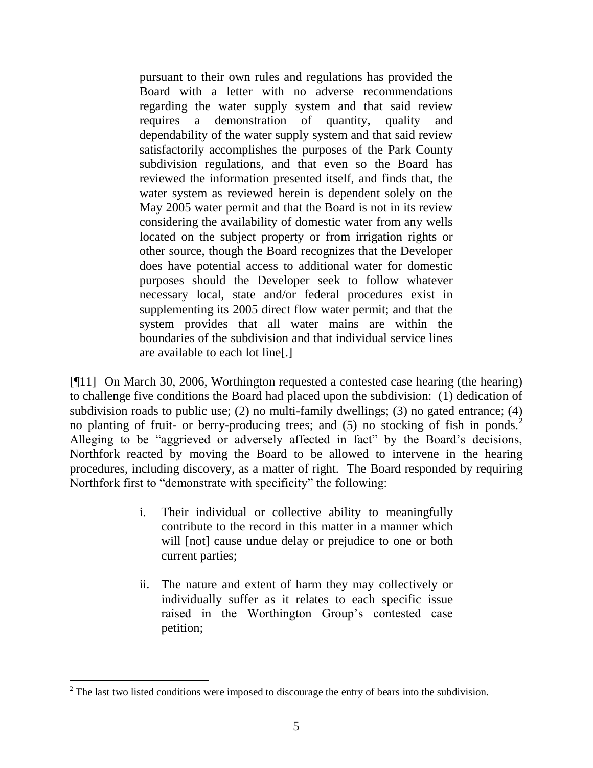> pursuant to their own rules and regulations has provided the Board with a letter with no adverse recommendations regarding the water supply system and that said review requires a demonstration of quantity, quality and dependability of the water supply system and that said review satisfactorily accomplishes the purposes of the Park County subdivision regulations, and that even so the Board has reviewed the information presented itself, and finds that, the water system as reviewed herein is dependent solely on the May 2005 water permit and that the Board is not in its review considering the availability of domestic water from any wells located on the subject property or from irrigation rights or other source, though the Board recognizes that the Developer does have potential access to additional water for domestic purposes should the Developer seek to follow whatever necessary local, state and/or federal procedures exist in supplementing its 2005 direct flow water permit; and that the system provides that all water mains are within the boundaries of the subdivision and that individual service lines are available to each lot line[.]

[¶11] On March 30, 2006, Worthington requested a contested case hearing (the hearing) to challenge five conditions the Board had placed upon the subdivision: (1) dedication of subdivision roads to public use; (2) no multi-family dwellings; (3) no gated entrance; (4) no planting of fruit- or berry-producing trees; and (5) no stocking of fish in ponds.[2] Alleging to be "aggrieved or adversely affected in fact" by the Board's decisions, Northfork reacted by moving the Board to be allowed to intervene in the hearing procedures, including discovery, as a matter of right. The Board responded by requiring Northfork first to "demonstrate with specificity" the following:

> i. Their individual or collective ability to meaningfully contribute to the record in this matter in a manner which will [not] cause undue delay or prejudice to one or both current parties;
>
> ii. The nature and extent of harm they may collectively or individually suffer as it relates to each specific issue raised in the Worthington Group's contested case petition;

---

[2] The last two listed conditions were imposed to discourage the entry of bears into the subdivision.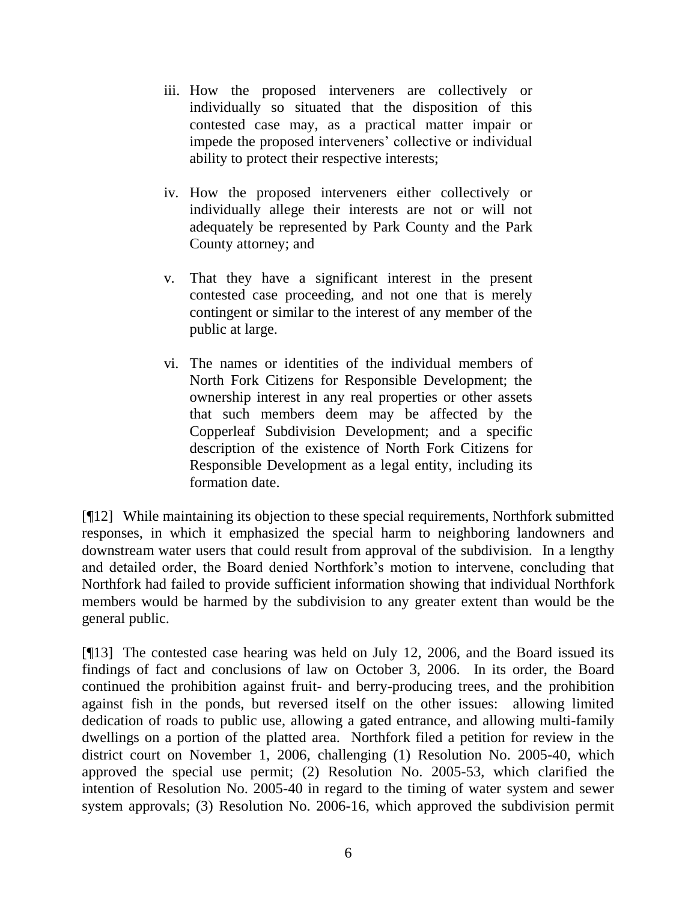iii. How the proposed interveners are collectively or individually so situated that the disposition of this contested case may, as a practical matter impair or impede the proposed interveners' collective or individual ability to protect their respective interests;

iv. How the proposed interveners either collectively or individually allege their interests are not or will not adequately be represented by Park County and the Park County attorney; and

v. That they have a significant interest in the present contested case proceeding, and not one that is merely contingent or similar to the interest of any member of the public at large.

vi. The names or identities of the individual members of North Fork Citizens for Responsible Development; the ownership interest in any real properties or other assets that such members deem may be affected by the Copperleaf Subdivision Development; and a specific description of the existence of North Fork Citizens for Responsible Development as a legal entity, including its formation date.

[¶12] While maintaining its objection to these special requirements, Northfork submitted responses, in which it emphasized the special harm to neighboring landowners and downstream water users that could result from approval of the subdivision. In a lengthy and detailed order, the Board denied Northfork's motion to intervene, concluding that Northfork had failed to provide sufficient information showing that individual Northfork members would be harmed by the subdivision to any greater extent than would be the general public.

[¶13] The contested case hearing was held on July 12, 2006, and the Board issued its findings of fact and conclusions of law on October 3, 2006. In its order, the Board continued the prohibition against fruit- and berry-producing trees, and the prohibition against fish in the ponds, but reversed itself on the other issues: allowing limited dedication of roads to public use, allowing a gated entrance, and allowing multi-family dwellings on a portion of the platted area. Northfork filed a petition for review in the district court on November 1, 2006, challenging (1) Resolution No. 2005-40, which approved the special use permit; (2) Resolution No. 2005-53, which clarified the intention of Resolution No. 2005-40 in regard to the timing of water system and sewer system approvals; (3) Resolution No. 2006-16, which approved the subdivision permit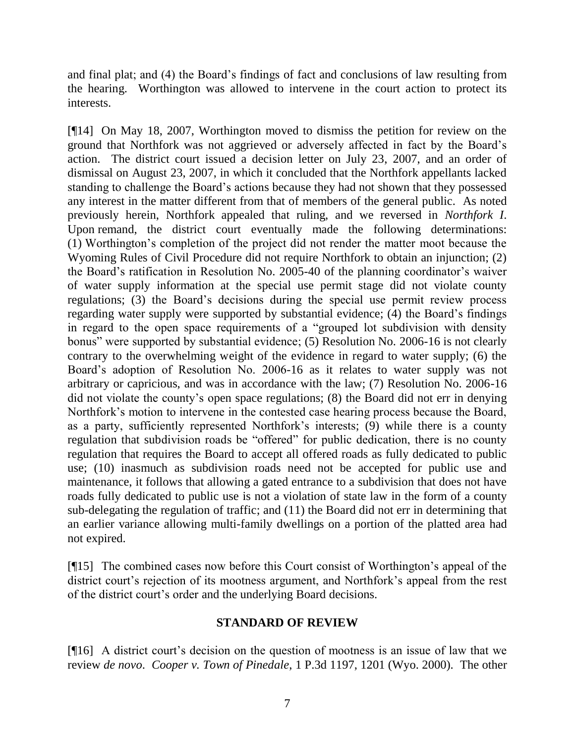and final plat; and (4) the Board's findings of fact and conclusions of law resulting from the hearing. Worthington was allowed to intervene in the court action to protect its interests.

[¶14] On May 18, 2007, Worthington moved to dismiss the petition for review on the ground that Northfork was not aggrieved or adversely affected in fact by the Board's action. The district court issued a decision letter on July 23, 2007, and an order of dismissal on August 23, 2007, in which it concluded that the Northfork appellants lacked standing to challenge the Board's actions because they had not shown that they possessed any interest in the matter different from that of members of the general public. As noted previously herein, Northfork appealed that ruling, and we reversed in *Northfork I*. Upon remand, the district court eventually made the following determinations: (1) Worthington's completion of the project did not render the matter moot because the Wyoming Rules of Civil Procedure did not require Northfork to obtain an injunction; (2) the Board's ratification in Resolution No. 2005-40 of the planning coordinator's waiver of water supply information at the special use permit stage did not violate county regulations; (3) the Board's decisions during the special use permit review process regarding water supply were supported by substantial evidence; (4) the Board's findings in regard to the open space requirements of a "grouped lot subdivision with density bonus" were supported by substantial evidence; (5) Resolution No. 2006-16 is not clearly contrary to the overwhelming weight of the evidence in regard to water supply; (6) the Board's adoption of Resolution No. 2006-16 as it relates to water supply was not arbitrary or capricious, and was in accordance with the law; (7) Resolution No. 2006-16 did not violate the county's open space regulations; (8) the Board did not err in denying Northfork's motion to intervene in the contested case hearing process because the Board, as a party, sufficiently represented Northfork's interests; (9) while there is a county regulation that subdivision roads be "offered" for public dedication, there is no county regulation that requires the Board to accept all offered roads as fully dedicated to public use; (10) inasmuch as subdivision roads need not be accepted for public use and maintenance, it follows that allowing a gated entrance to a subdivision that does not have roads fully dedicated to public use is not a violation of state law in the form of a county sub-delegating the regulation of traffic; and (11) the Board did not err in determining that an earlier variance allowing multi-family dwellings on a portion of the platted area had not expired.

[¶15] The combined cases now before this Court consist of Worthington's appeal of the district court's rejection of its mootness argument, and Northfork's appeal from the rest of the district court's order and the underlying Board decisions.

## STANDARD OF REVIEW

[¶16] A district court's decision on the question of mootness is an issue of law that we review *de novo*. *Cooper v. Town of Pinedale*, 1 P.3d 1197, 1201 (Wyo. 2000). The other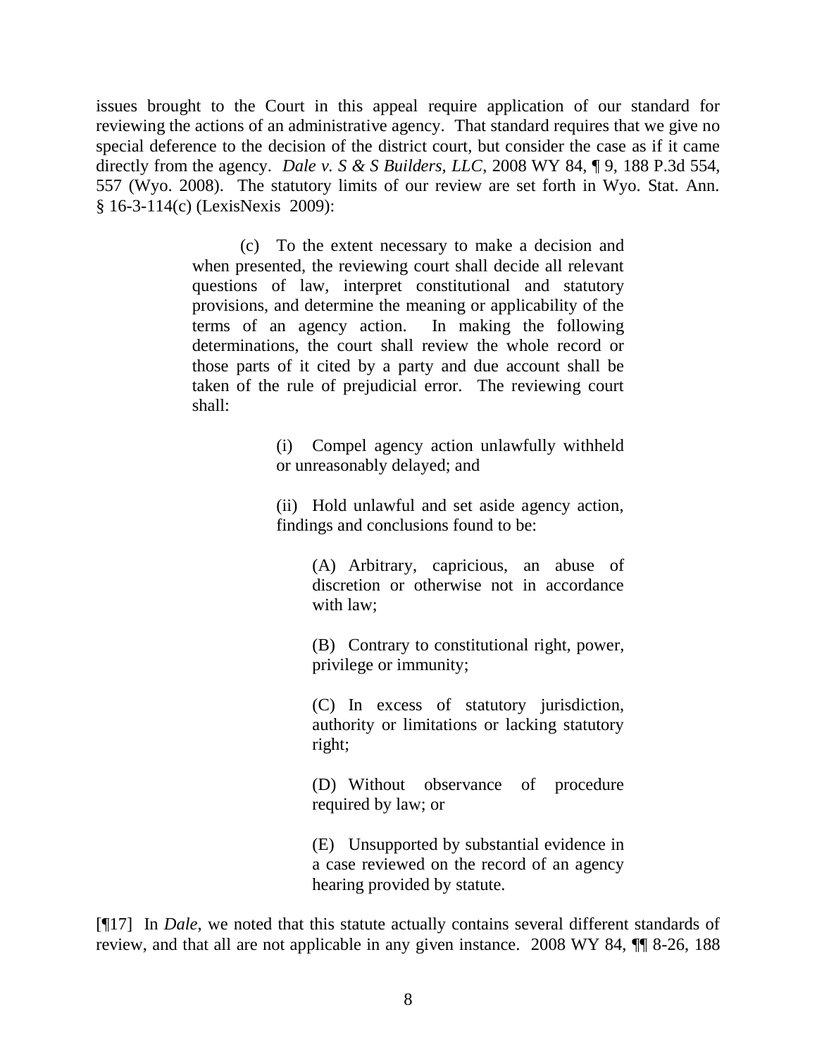issues brought to the Court in this appeal require application of our standard for reviewing the actions of an administrative agency. That standard requires that we give no special deference to the decision of the district court, but consider the case as if it came directly from the agency. *Dale v. S & S Builders, LLC*, 2008 WY 84, ¶ 9, 188 P.3d 554, 557 (Wyo. 2008). The statutory limits of our review are set forth in Wyo. Stat. Ann. § 16-3-114(c) (LexisNexis 2009):

> (c) To the extent necessary to make a decision and when presented, the reviewing court shall decide all relevant questions of law, interpret constitutional and statutory provisions, and determine the meaning or applicability of the terms of an agency action. In making the following determinations, the court shall review the whole record or those parts of it cited by a party and due account shall be taken of the rule of prejudicial error. The reviewing court shall:
>
> > (i) Compel agency action unlawfully withheld or unreasonably delayed; and
> >
> > (ii) Hold unlawful and set aside agency action, findings and conclusions found to be:
> >
> > > (A) Arbitrary, capricious, an abuse of discretion or otherwise not in accordance with law;
> > >
> > > (B) Contrary to constitutional right, power, privilege or immunity;
> > >
> > > (C) In excess of statutory jurisdiction, authority or limitations or lacking statutory right;
> > >
> > > (D) Without observance of procedure required by law; or
> > >
> > > (E) Unsupported by substantial evidence in a case reviewed on the record of an agency hearing provided by statute.

[¶17] In *Dale*, we noted that this statute actually contains several different standards of review, and that all are not applicable in any given instance. 2008 WY 84, ¶¶ 8-26, 188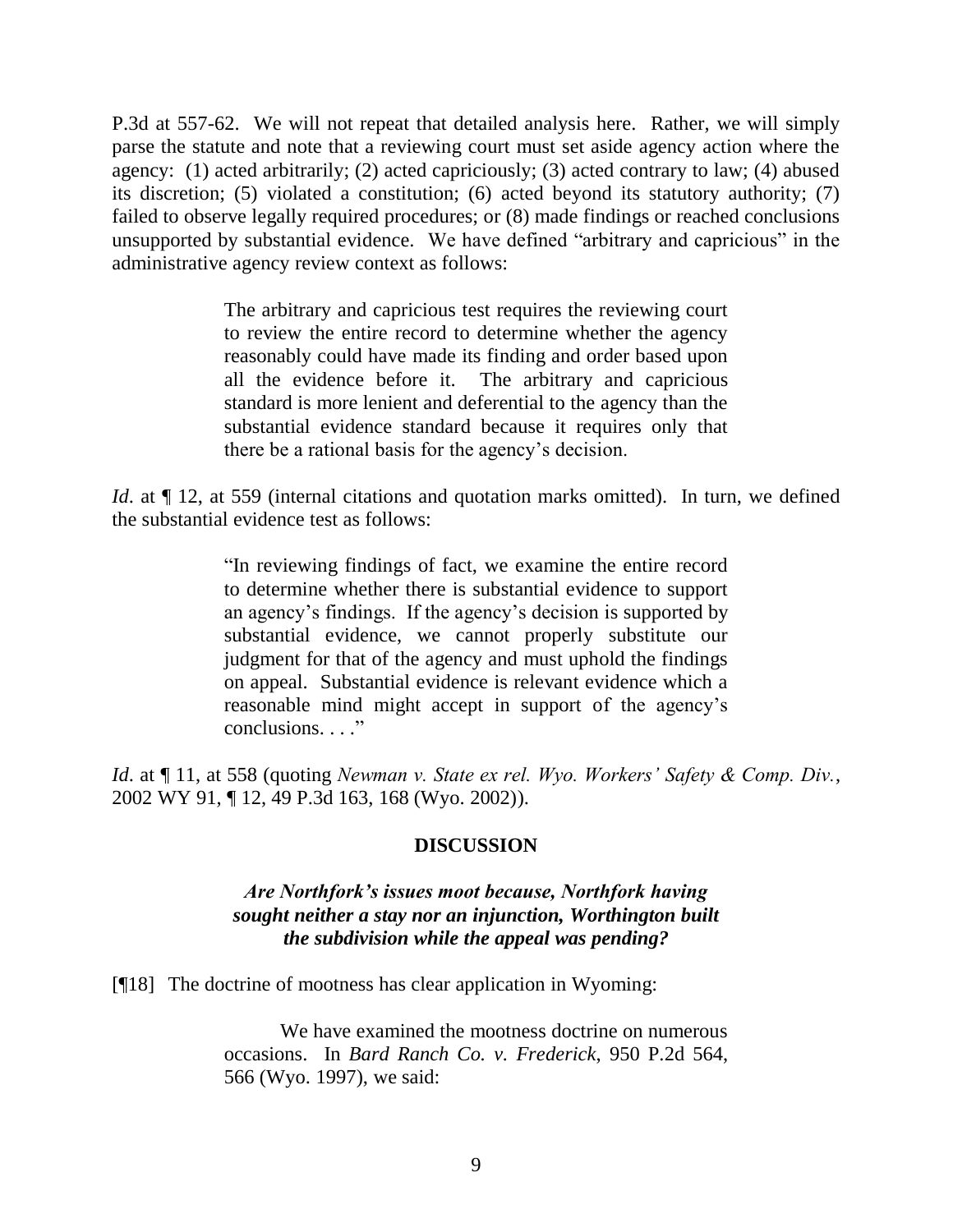P.3d at 557-62. We will not repeat that detailed analysis here. Rather, we will simply parse the statute and note that a reviewing court must set aside agency action where the agency: (1) acted arbitrarily; (2) acted capriciously; (3) acted contrary to law; (4) abused its discretion; (5) violated a constitution; (6) acted beyond its statutory authority; (7) failed to observe legally required procedures; or (8) made findings or reached conclusions unsupported by substantial evidence. We have defined "arbitrary and capricious" in the administrative agency review context as follows:

> The arbitrary and capricious test requires the reviewing court to review the entire record to determine whether the agency reasonably could have made its finding and order based upon all the evidence before it. The arbitrary and capricious standard is more lenient and deferential to the agency than the substantial evidence standard because it requires only that there be a rational basis for the agency's decision.

*Id*. at ¶ 12, at 559 (internal citations and quotation marks omitted). In turn, we defined the substantial evidence test as follows:

> "In reviewing findings of fact, we examine the entire record to determine whether there is substantial evidence to support an agency's findings. If the agency's decision is supported by substantial evidence, we cannot properly substitute our judgment for that of the agency and must uphold the findings on appeal. Substantial evidence is relevant evidence which a reasonable mind might accept in support of the agency's conclusions. . . ."

*Id*. at ¶ 11, at 558 (quoting *Newman v. State ex rel. Wyo. Workers' Safety & Comp. Div.*, 2002 WY 91, ¶ 12, 49 P.3d 163, 168 (Wyo. 2002)).

## DISCUSSION

### *Are Northfork's issues moot because, Northfork having sought neither a stay nor an injunction, Worthington built the subdivision while the appeal was pending?*

[¶18] The doctrine of mootness has clear application in Wyoming:

> We have examined the mootness doctrine on numerous occasions. In *Bard Ranch Co. v. Frederick*, 950 P.2d 564, 566 (Wyo. 1997), we said: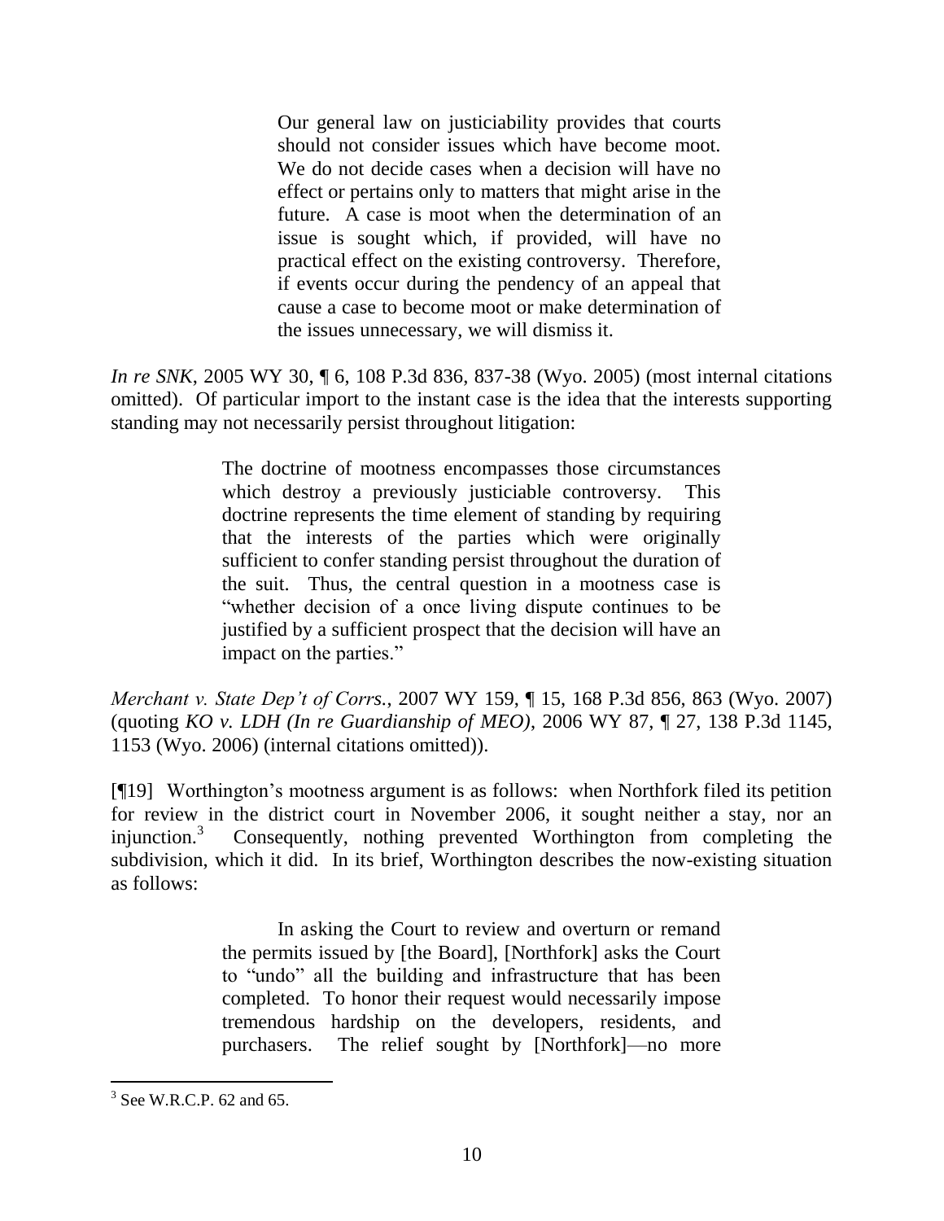> Our general law on justiciability provides that courts should not consider issues which have become moot. We do not decide cases when a decision will have no effect or pertains only to matters that might arise in the future. A case is moot when the determination of an issue is sought which, if provided, will have no practical effect on the existing controversy. Therefore, if events occur during the pendency of an appeal that cause a case to become moot or make determination of the issues unnecessary, we will dismiss it.

*In re SNK*, 2005 WY 30, ¶ 6, 108 P.3d 836, 837-38 (Wyo. 2005) (most internal citations omitted). Of particular import to the instant case is the idea that the interests supporting standing may not necessarily persist throughout litigation:

> The doctrine of mootness encompasses those circumstances which destroy a previously justiciable controversy. This doctrine represents the time element of standing by requiring that the interests of the parties which were originally sufficient to confer standing persist throughout the duration of the suit. Thus, the central question in a mootness case is "whether decision of a once living dispute continues to be justified by a sufficient prospect that the decision will have an impact on the parties."

*Merchant v. State Dep't of Corrs.*, 2007 WY 159, ¶ 15, 168 P.3d 856, 863 (Wyo. 2007) (quoting *KO v. LDH (In re Guardianship of MEO)*, 2006 WY 87, ¶ 27, 138 P.3d 1145, 1153 (Wyo. 2006) (internal citations omitted)).

[¶19] Worthington's mootness argument is as follows: when Northfork filed its petition for review in the district court in November 2006, it sought neither a stay, nor an injunction.[3] Consequently, nothing prevented Worthington from completing the subdivision, which it did. In its brief, Worthington describes the now-existing situation as follows:

> In asking the Court to review and overturn or remand the permits issued by [the Board], [Northfork] asks the Court to "undo" all the building and infrastructure that has been completed. To honor their request would necessarily impose tremendous hardship on the developers, residents, and purchasers. The relief sought by [Northfork]—no more

[3] See W.R.C.P. 62 and 65.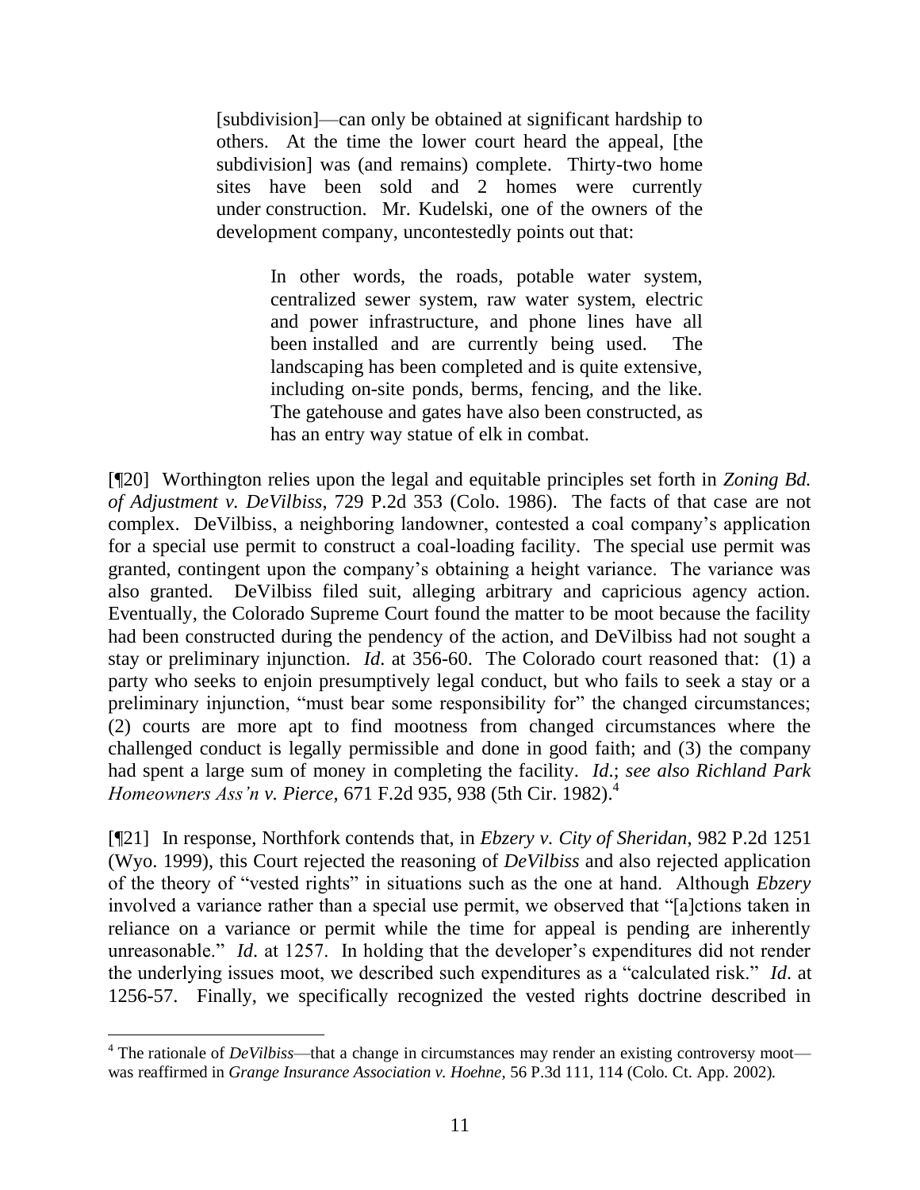> [subdivision]—can only be obtained at significant hardship to others. At the time the lower court heard the appeal, [the subdivision] was (and remains) complete. Thirty-two home sites have been sold and 2 homes were currently under construction. Mr. Kudelski, one of the owners of the development company, uncontestedly points out that:
>
> > In other words, the roads, potable water system, centralized sewer system, raw water system, electric and power infrastructure, and phone lines have all been installed and are currently being used. The landscaping has been completed and is quite extensive, including on-site ponds, berms, fencing, and the like. The gatehouse and gates have also been constructed, as has an entry way statue of elk in combat.

[¶20] Worthington relies upon the legal and equitable principles set forth in *Zoning Bd. of Adjustment v. DeVilbiss*, 729 P.2d 353 (Colo. 1986). The facts of that case are not complex. DeVilbiss, a neighboring landowner, contested a coal company's application for a special use permit to construct a coal-loading facility. The special use permit was granted, contingent upon the company's obtaining a height variance. The variance was also granted. DeVilbiss filed suit, alleging arbitrary and capricious agency action. Eventually, the Colorado Supreme Court found the matter to be moot because the facility had been constructed during the pendency of the action, and DeVilbiss had not sought a stay or preliminary injunction. *Id*. at 356-60. The Colorado court reasoned that: (1) a party who seeks to enjoin presumptively legal conduct, but who fails to seek a stay or a preliminary injunction, "must bear some responsibility for" the changed circumstances; (2) courts are more apt to find mootness from changed circumstances where the challenged conduct is legally permissible and done in good faith; and (3) the company had spent a large sum of money in completing the facility. *Id*.; *see also Richland Park Homeowners Ass'n v. Pierce*, 671 F.2d 935, 938 (5th Cir. 1982).[4]

[¶21] In response, Northfork contends that, in *Ebzery v. City of Sheridan*, 982 P.2d 1251 (Wyo. 1999), this Court rejected the reasoning of *DeVilbiss* and also rejected application of the theory of "vested rights" in situations such as the one at hand. Although *Ebzery* involved a variance rather than a special use permit, we observed that "[a]ctions taken in reliance on a variance or permit while the time for appeal is pending are inherently unreasonable." *Id*. at 1257. In holding that the developer's expenditures did not render the underlying issues moot, we described such expenditures as a "calculated risk." *Id*. at 1256-57. Finally, we specifically recognized the vested rights doctrine described in

---

[4] The rationale of *DeVilbiss*—that a change in circumstances may render an existing controversy moot—was reaffirmed in *Grange Insurance Association v. Hoehne*, 56 P.3d 111, 114 (Colo. Ct. App. 2002).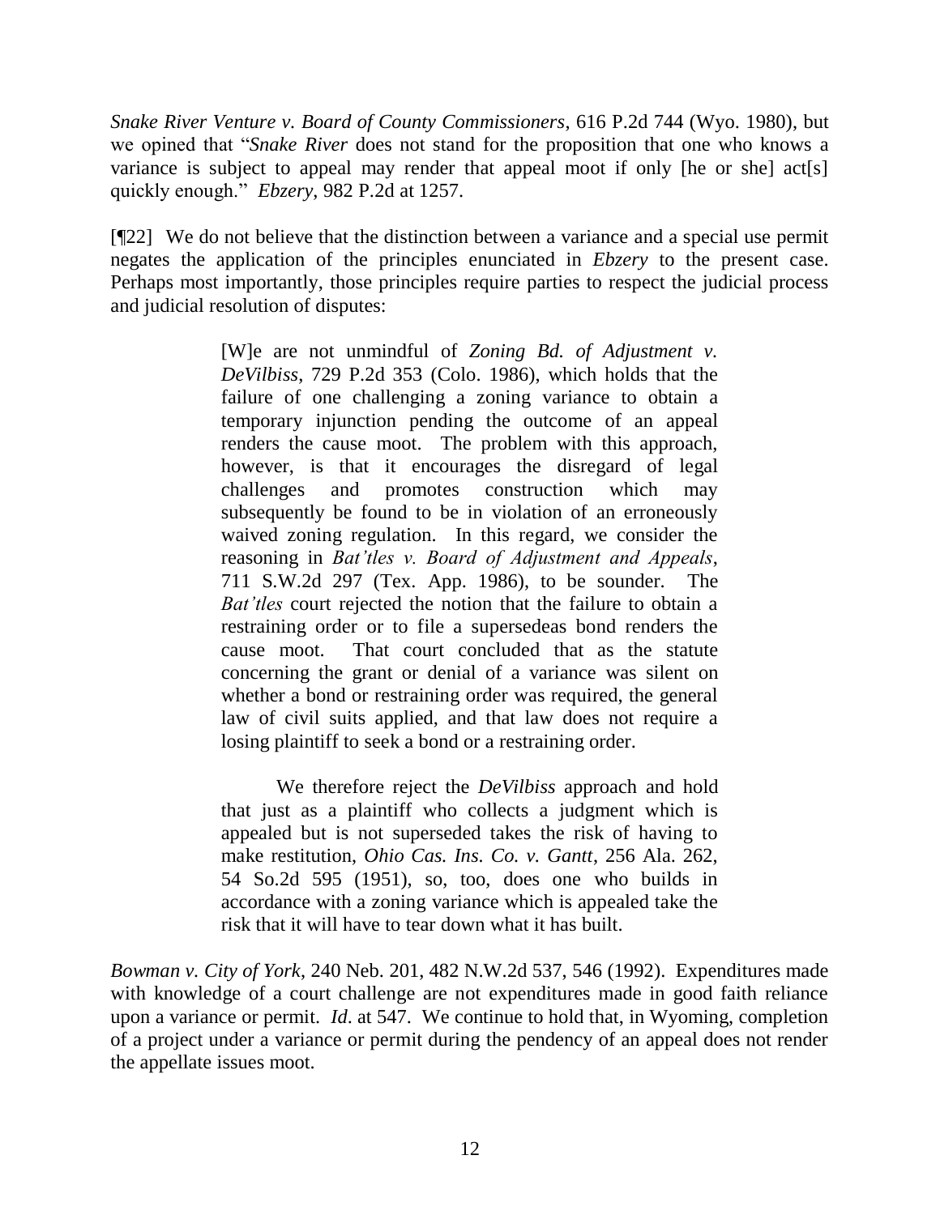*Snake River Venture v. Board of County Commissioners*, 616 P.2d 744 (Wyo. 1980), but we opined that "*Snake River* does not stand for the proposition that one who knows a variance is subject to appeal may render that appeal moot if only [he or she] act[s] quickly enough." *Ebzery*, 982 P.2d at 1257.

[¶22] We do not believe that the distinction between a variance and a special use permit negates the application of the principles enunciated in *Ebzery* to the present case. Perhaps most importantly, those principles require parties to respect the judicial process and judicial resolution of disputes:

> [W]e are not unmindful of *Zoning Bd. of Adjustment v. DeVilbiss*, 729 P.2d 353 (Colo. 1986), which holds that the failure of one challenging a zoning variance to obtain a temporary injunction pending the outcome of an appeal renders the cause moot. The problem with this approach, however, is that it encourages the disregard of legal challenges and promotes construction which may subsequently be found to be in violation of an erroneously waived zoning regulation. In this regard, we consider the reasoning in *Bat'tles v. Board of Adjustment and Appeals*, 711 S.W.2d 297 (Tex. App. 1986), to be sounder. The *Bat'tles* court rejected the notion that the failure to obtain a restraining order or to file a supersedeas bond renders the cause moot. That court concluded that as the statute concerning the grant or denial of a variance was silent on whether a bond or restraining order was required, the general law of civil suits applied, and that law does not require a losing plaintiff to seek a bond or a restraining order.
>
> We therefore reject the *DeVilbiss* approach and hold that just as a plaintiff who collects a judgment which is appealed but is not superseded takes the risk of having to make restitution, *Ohio Cas. Ins. Co. v. Gantt*, 256 Ala. 262, 54 So.2d 595 (1951), so, too, does one who builds in accordance with a zoning variance which is appealed take the risk that it will have to tear down what it has built.

*Bowman v. City of York*, 240 Neb. 201, 482 N.W.2d 537, 546 (1992). Expenditures made with knowledge of a court challenge are not expenditures made in good faith reliance upon a variance or permit. *Id*. at 547. We continue to hold that, in Wyoming, completion of a project under a variance or permit during the pendency of an appeal does not render the appellate issues moot.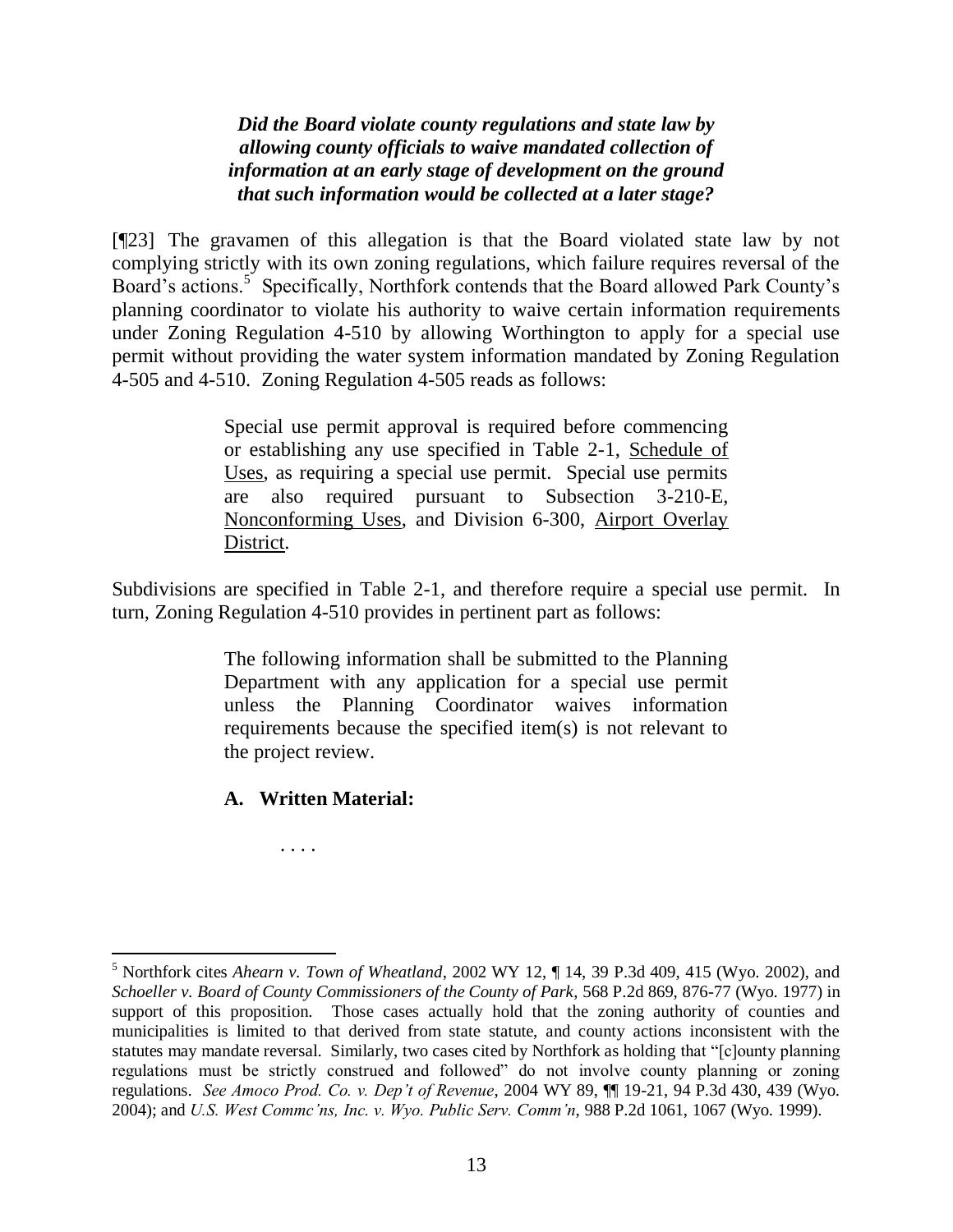***Did the Board violate county regulations and state law by allowing county officials to waive mandated collection of information at an early stage of development on the ground that such information would be collected at a later stage?***

[¶23] The gravamen of this allegation is that the Board violated state law by not complying strictly with its own zoning regulations, which failure requires reversal of the Board's actions.[5] Specifically, Northfork contends that the Board allowed Park County's planning coordinator to violate his authority to waive certain information requirements under Zoning Regulation 4-510 by allowing Worthington to apply for a special use permit without providing the water system information mandated by Zoning Regulation 4-505 and 4-510. Zoning Regulation 4-505 reads as follows:

> Special use permit approval is required before commencing or establishing any use specified in Table 2-1, Schedule of Uses, as requiring a special use permit. Special use permits are also required pursuant to Subsection 3-210-E, Nonconforming Uses, and Division 6-300, Airport Overlay District.

Subdivisions are specified in Table 2-1, and therefore require a special use permit. In turn, Zoning Regulation 4-510 provides in pertinent part as follows:

> The following information shall be submitted to the Planning Department with any application for a special use permit unless the Planning Coordinator waives information requirements because the specified item(s) is not relevant to the project review.
>
> **A. Written Material:**
>
> . . . .

---

[5] Northfork cites *Ahearn v. Town of Wheatland*, 2002 WY 12, ¶ 14, 39 P.3d 409, 415 (Wyo. 2002), and *Schoeller v. Board of County Commissioners of the County of Park*, 568 P.2d 869, 876-77 (Wyo. 1977) in support of this proposition. Those cases actually hold that the zoning authority of counties and municipalities is limited to that derived from state statute, and county actions inconsistent with the statutes may mandate reversal. Similarly, two cases cited by Northfork as holding that "[c]ounty planning regulations must be strictly construed and followed" do not involve county planning or zoning regulations. *See Amoco Prod. Co. v. Dep't of Revenue*, 2004 WY 89, ¶¶ 19-21, 94 P.3d 430, 439 (Wyo. 2004); and *U.S. West Commc'ns, Inc. v. Wyo. Public Serv. Comm'n*, 988 P.2d 1061, 1067 (Wyo. 1999).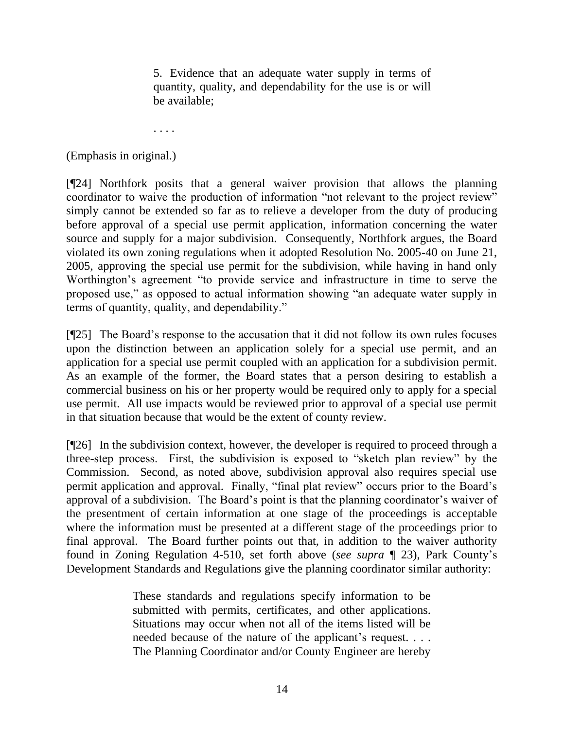> 5. Evidence that an adequate water supply in terms of quantity, quality, and dependability for the use is or will be available;
>
> . . . .

(Emphasis in original.)

[¶24] Northfork posits that a general waiver provision that allows the planning coordinator to waive the production of information "not relevant to the project review" simply cannot be extended so far as to relieve a developer from the duty of producing before approval of a special use permit application, information concerning the water source and supply for a major subdivision. Consequently, Northfork argues, the Board violated its own zoning regulations when it adopted Resolution No. 2005-40 on June 21, 2005, approving the special use permit for the subdivision, while having in hand only Worthington's agreement "to provide service and infrastructure in time to serve the proposed use," as opposed to actual information showing "an adequate water supply in terms of quantity, quality, and dependability."

[¶25] The Board's response to the accusation that it did not follow its own rules focuses upon the distinction between an application solely for a special use permit, and an application for a special use permit coupled with an application for a subdivision permit. As an example of the former, the Board states that a person desiring to establish a commercial business on his or her property would be required only to apply for a special use permit. All use impacts would be reviewed prior to approval of a special use permit in that situation because that would be the extent of county review.

[¶26] In the subdivision context, however, the developer is required to proceed through a three-step process. First, the subdivision is exposed to "sketch plan review" by the Commission. Second, as noted above, subdivision approval also requires special use permit application and approval. Finally, "final plat review" occurs prior to the Board's approval of a subdivision. The Board's point is that the planning coordinator's waiver of the presentment of certain information at one stage of the proceedings is acceptable where the information must be presented at a different stage of the proceedings prior to final approval. The Board further points out that, in addition to the waiver authority found in Zoning Regulation 4-510, set forth above (*see supra* ¶ 23), Park County's Development Standards and Regulations give the planning coordinator similar authority:

> These standards and regulations specify information to be submitted with permits, certificates, and other applications. Situations may occur when not all of the items listed will be needed because of the nature of the applicant's request. . . . The Planning Coordinator and/or County Engineer are hereby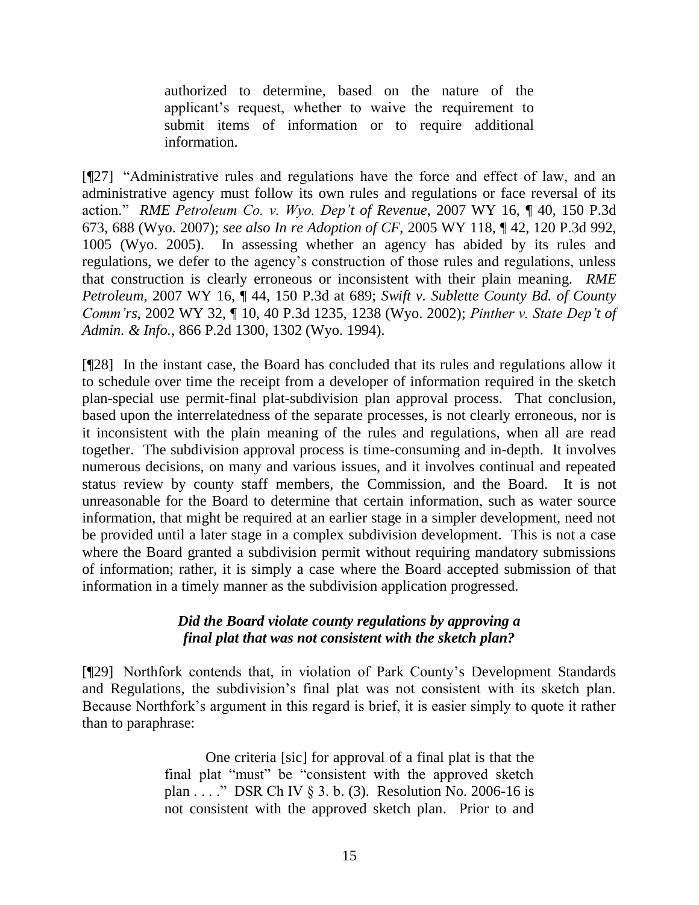> authorized to determine, based on the nature of the applicant's request, whether to waive the requirement to submit items of information or to require additional information.

[¶27] "Administrative rules and regulations have the force and effect of law, and an administrative agency must follow its own rules and regulations or face reversal of its action." *RME Petroleum Co. v. Wyo. Dep't of Revenue*, 2007 WY 16, ¶ 40, 150 P.3d 673, 688 (Wyo. 2007); *see also In re Adoption of CF*, 2005 WY 118, ¶ 42, 120 P.3d 992, 1005 (Wyo. 2005). In assessing whether an agency has abided by its rules and regulations, we defer to the agency's construction of those rules and regulations, unless that construction is clearly erroneous or inconsistent with their plain meaning. *RME Petroleum*, 2007 WY 16, ¶ 44, 150 P.3d at 689; *Swift v. Sublette County Bd. of County Comm'rs*, 2002 WY 32, ¶ 10, 40 P.3d 1235, 1238 (Wyo. 2002); *Pinther v. State Dep't of Admin. & Info.*, 866 P.2d 1300, 1302 (Wyo. 1994).

[¶28] In the instant case, the Board has concluded that its rules and regulations allow it to schedule over time the receipt from a developer of information required in the sketch plan-special use permit-final plat-subdivision plan approval process. That conclusion, based upon the interrelatedness of the separate processes, is not clearly erroneous, nor is it inconsistent with the plain meaning of the rules and regulations, when all are read together. The subdivision approval process is time-consuming and in-depth. It involves numerous decisions, on many and various issues, and it involves continual and repeated status review by county staff members, the Commission, and the Board. It is not unreasonable for the Board to determine that certain information, such as water source information, that might be required at an earlier stage in a simpler development, need not be provided until a later stage in a complex subdivision development. This is not a case where the Board granted a subdivision permit without requiring mandatory submissions of information; rather, it is simply a case where the Board accepted submission of that information in a timely manner as the subdivision application progressed.

### *Did the Board violate county regulations by approving a final plat that was not consistent with the sketch plan?*

[¶29] Northfork contends that, in violation of Park County's Development Standards and Regulations, the subdivision's final plat was not consistent with its sketch plan. Because Northfork's argument in this regard is brief, it is easier simply to quote it rather than to paraphrase:

> One criteria [sic] for approval of a final plat is that the final plat "must" be "consistent with the approved sketch plan . . . ." DSR Ch IV § 3. b. (3). Resolution No. 2006-16 is not consistent with the approved sketch plan. Prior to and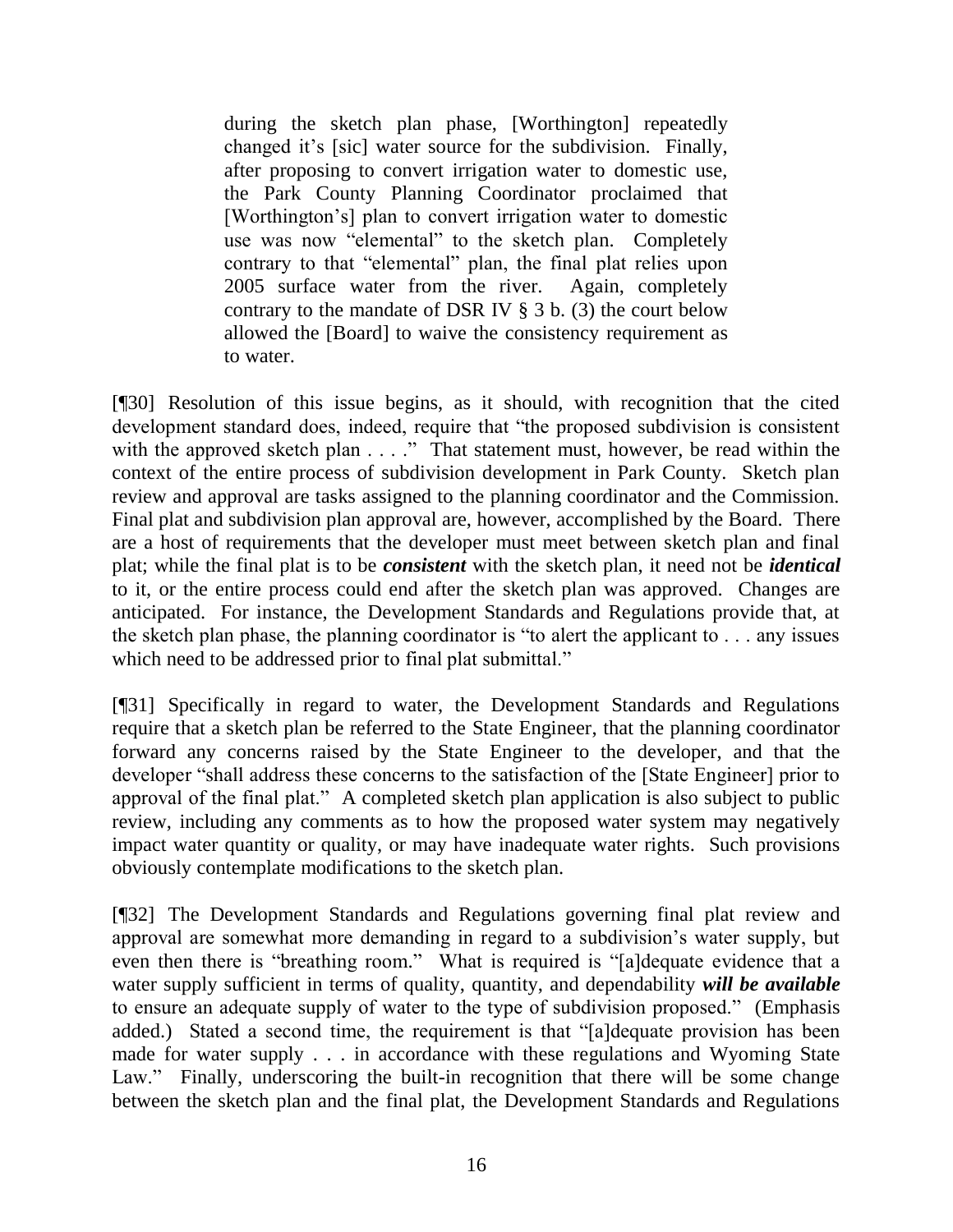> during the sketch plan phase, [Worthington] repeatedly changed it's [sic] water source for the subdivision. Finally, after proposing to convert irrigation water to domestic use, the Park County Planning Coordinator proclaimed that [Worthington's] plan to convert irrigation water to domestic use was now "elemental" to the sketch plan. Completely contrary to that "elemental" plan, the final plat relies upon 2005 surface water from the river. Again, completely contrary to the mandate of DSR IV § 3 b. (3) the court below allowed the [Board] to waive the consistency requirement as to water.

[¶30] Resolution of this issue begins, as it should, with recognition that the cited development standard does, indeed, require that "the proposed subdivision is consistent with the approved sketch plan . . . ." That statement must, however, be read within the context of the entire process of subdivision development in Park County. Sketch plan review and approval are tasks assigned to the planning coordinator and the Commission. Final plat and subdivision plan approval are, however, accomplished by the Board. There are a host of requirements that the developer must meet between sketch plan and final plat; while the final plat is to be ***consistent*** with the sketch plan, it need not be ***identical*** to it, or the entire process could end after the sketch plan was approved. Changes are anticipated. For instance, the Development Standards and Regulations provide that, at the sketch plan phase, the planning coordinator is "to alert the applicant to . . . any issues which need to be addressed prior to final plat submittal."

[¶31] Specifically in regard to water, the Development Standards and Regulations require that a sketch plan be referred to the State Engineer, that the planning coordinator forward any concerns raised by the State Engineer to the developer, and that the developer "shall address these concerns to the satisfaction of the [State Engineer] prior to approval of the final plat." A completed sketch plan application is also subject to public review, including any comments as to how the proposed water system may negatively impact water quantity or quality, or may have inadequate water rights. Such provisions obviously contemplate modifications to the sketch plan.

[¶32] The Development Standards and Regulations governing final plat review and approval are somewhat more demanding in regard to a subdivision's water supply, but even then there is "breathing room." What is required is "[a]dequate evidence that a water supply sufficient in terms of quality, quantity, and dependability ***will be available*** to ensure an adequate supply of water to the type of subdivision proposed." (Emphasis added.) Stated a second time, the requirement is that "[a]dequate provision has been made for water supply . . . in accordance with these regulations and Wyoming State Law." Finally, underscoring the built-in recognition that there will be some change between the sketch plan and the final plat, the Development Standards and Regulations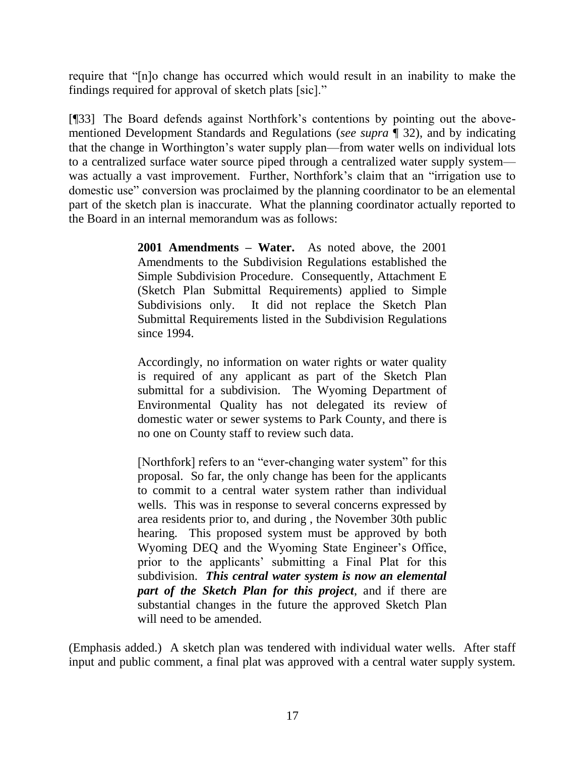require that "[n]o change has occurred which would result in an inability to make the findings required for approval of sketch plats [sic]."

[¶33] The Board defends against Northfork's contentions by pointing out the above-mentioned Development Standards and Regulations (*see supra* ¶ 32), and by indicating that the change in Worthington's water supply plan—from water wells on individual lots to a centralized surface water source piped through a centralized water supply system—was actually a vast improvement. Further, Northfork's claim that an "irrigation use to domestic use" conversion was proclaimed by the planning coordinator to be an elemental part of the sketch plan is inaccurate. What the planning coordinator actually reported to the Board in an internal memorandum was as follows:

> **2001 Amendments – Water.** As noted above, the 2001 Amendments to the Subdivision Regulations established the Simple Subdivision Procedure. Consequently, Attachment E (Sketch Plan Submittal Requirements) applied to Simple Subdivisions only. It did not replace the Sketch Plan Submittal Requirements listed in the Subdivision Regulations since 1994.
>
> Accordingly, no information on water rights or water quality is required of any applicant as part of the Sketch Plan submittal for a subdivision. The Wyoming Department of Environmental Quality has not delegated its review of domestic water or sewer systems to Park County, and there is no one on County staff to review such data.
>
> [Northfork] refers to an "ever-changing water system" for this proposal. So far, the only change has been for the applicants to commit to a central water system rather than individual wells. This was in response to several concerns expressed by area residents prior to, and during , the November 30th public hearing. This proposed system must be approved by both Wyoming DEQ and the Wyoming State Engineer's Office, prior to the applicants' submitting a Final Plat for this subdivision. ***This central water system is now an elemental part of the Sketch Plan for this project***, and if there are substantial changes in the future the approved Sketch Plan will need to be amended.

(Emphasis added.) A sketch plan was tendered with individual water wells. After staff input and public comment, a final plat was approved with a central water supply system.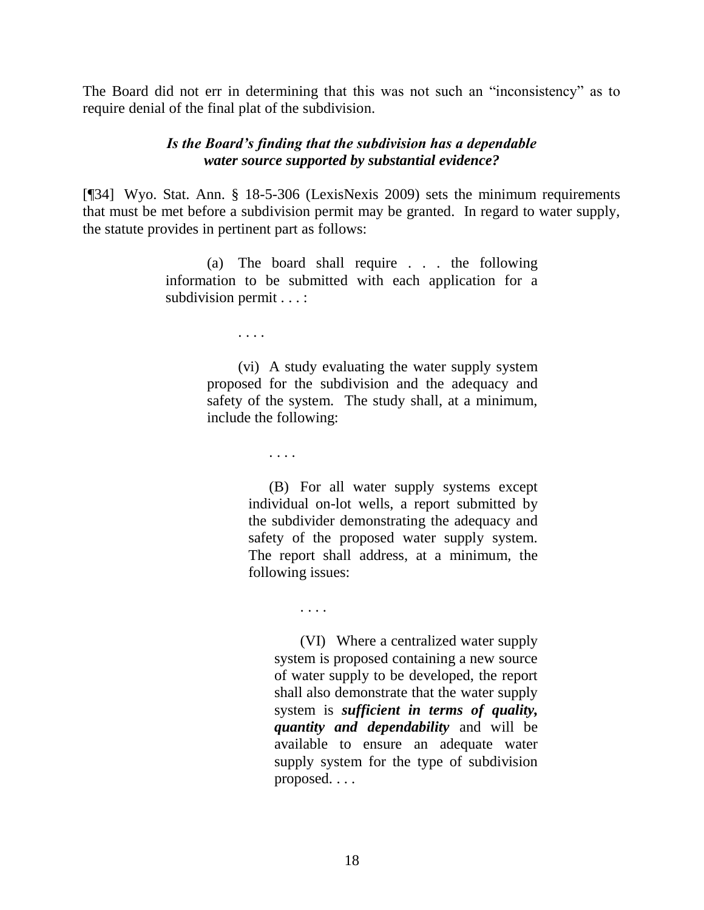The Board did not err in determining that this was not such an "inconsistency" as to require denial of the final plat of the subdivision.

### ***Is the Board's finding that the subdivision has a dependable water source supported by substantial evidence?***

[¶34] Wyo. Stat. Ann. § 18-5-306 (LexisNexis 2009) sets the minimum requirements that must be met before a subdivision permit may be granted. In regard to water supply, the statute provides in pertinent part as follows:

> (a) The board shall require . . . the following information to be submitted with each application for a subdivision permit . . . :
>
> . . . .
>
> (vi) A study evaluating the water supply system proposed for the subdivision and the adequacy and safety of the system. The study shall, at a minimum, include the following:
>
> . . . .
>
> (B) For all water supply systems except individual on-lot wells, a report submitted by the subdivider demonstrating the adequacy and safety of the proposed water supply system. The report shall address, at a minimum, the following issues:
>
> . . . .
>
> (VI) Where a centralized water supply system is proposed containing a new source of water supply to be developed, the report shall also demonstrate that the water supply system is ***sufficient in terms of quality, quantity and dependability*** and will be available to ensure an adequate water supply system for the type of subdivision proposed. . . .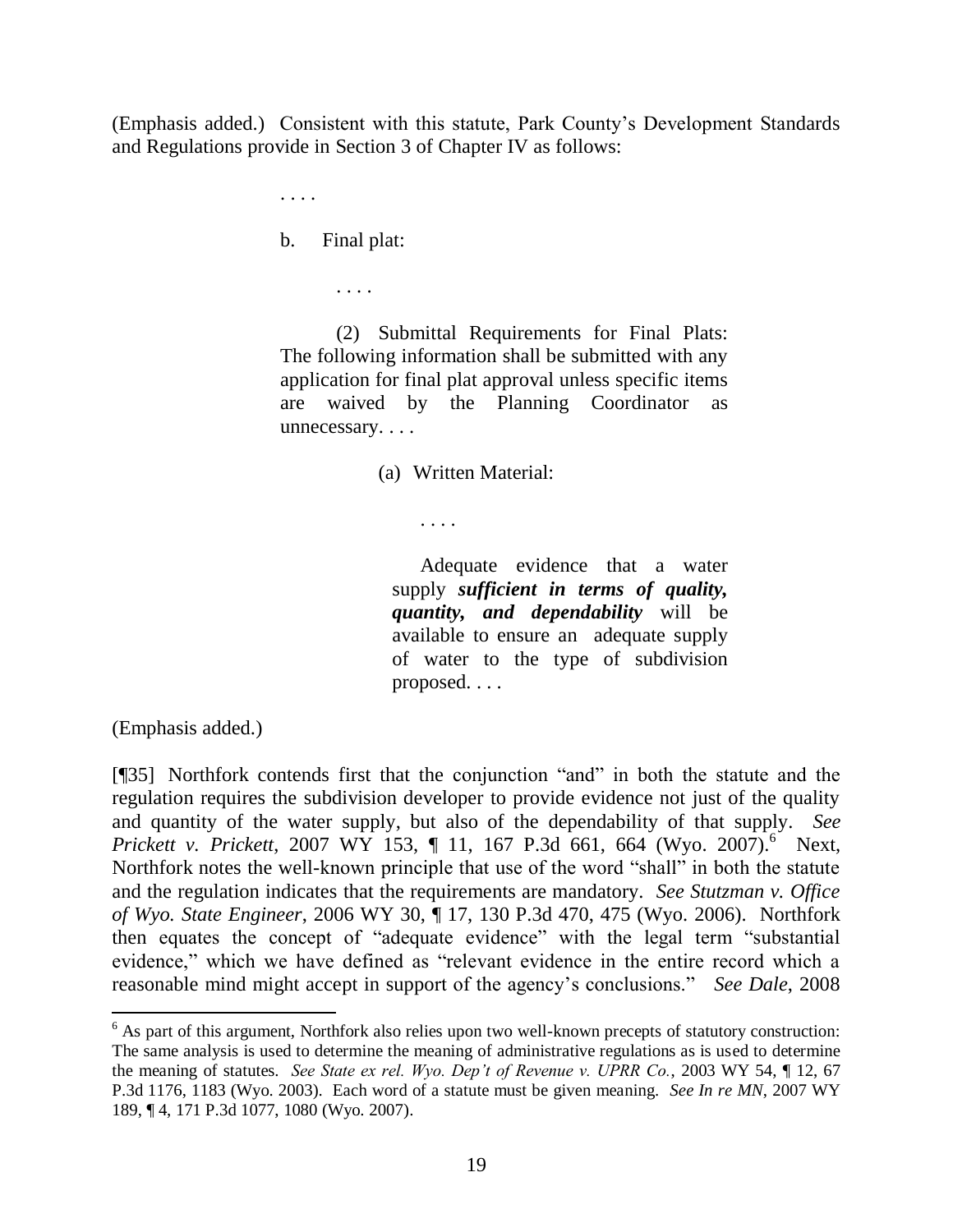(Emphasis added.) Consistent with this statute, Park County's Development Standards and Regulations provide in Section 3 of Chapter IV as follows:

> . . . .
>
> b. Final plat:
>
> . . . .
>
> (2) Submittal Requirements for Final Plats: The following information shall be submitted with any application for final plat approval unless specific items are waived by the Planning Coordinator as unnecessary. . . .
>
> (a) Written Material:
>
> . . . .
>
> Adequate evidence that a water supply ***sufficient in terms of quality, quantity, and dependability*** will be available to ensure an adequate supply of water to the type of subdivision proposed. . . .

(Emphasis added.)

[¶35] Northfork contends first that the conjunction "and" in both the statute and the regulation requires the subdivision developer to provide evidence not just of the quality and quantity of the water supply, but also of the dependability of that supply. *See Prickett v. Prickett*, 2007 WY 153, ¶ 11, 167 P.3d 661, 664 (Wyo. 2007).[6] Next, Northfork notes the well-known principle that use of the word "shall" in both the statute and the regulation indicates that the requirements are mandatory. *See Stutzman v. Office of Wyo. State Engineer*, 2006 WY 30, ¶ 17, 130 P.3d 470, 475 (Wyo. 2006). Northfork then equates the concept of "adequate evidence" with the legal term "substantial evidence," which we have defined as "relevant evidence in the entire record which a reasonable mind might accept in support of the agency's conclusions." *See Dale*, 2008

---

[6] As part of this argument, Northfork also relies upon two well-known precepts of statutory construction: The same analysis is used to determine the meaning of administrative regulations as is used to determine the meaning of statutes. *See State ex rel. Wyo. Dep't of Revenue v. UPRR Co.*, 2003 WY 54, ¶ 12, 67 P.3d 1176, 1183 (Wyo. 2003). Each word of a statute must be given meaning. *See In re MN*, 2007 WY 189, ¶ 4, 171 P.3d 1077, 1080 (Wyo. 2007).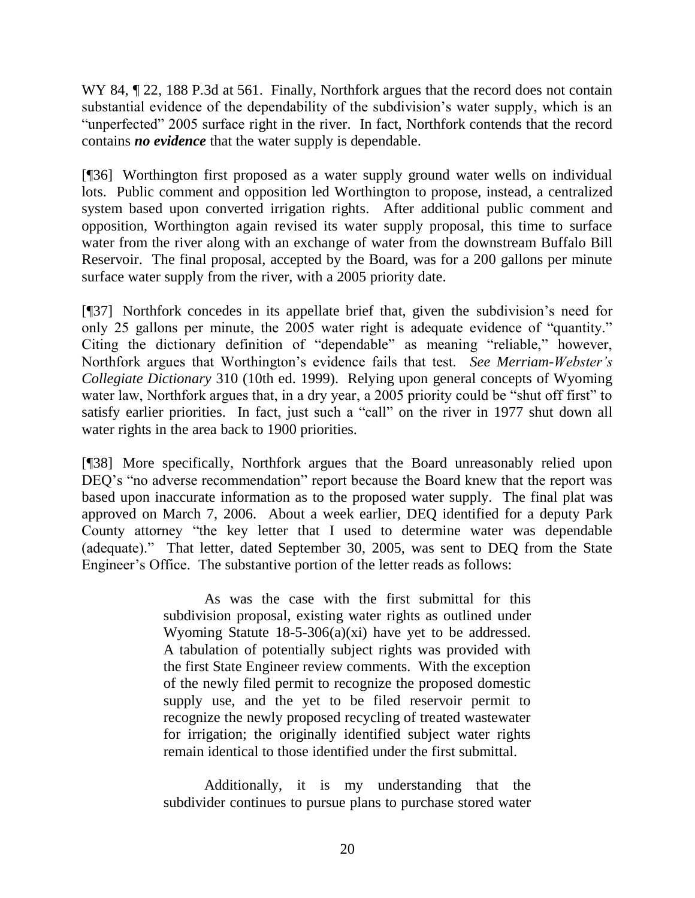WY 84, ¶ 22, 188 P.3d at 561. Finally, Northfork argues that the record does not contain substantial evidence of the dependability of the subdivision's water supply, which is an "unperfected" 2005 surface right in the river. In fact, Northfork contends that the record contains ***no evidence*** that the water supply is dependable.

[¶36] Worthington first proposed as a water supply ground water wells on individual lots. Public comment and opposition led Worthington to propose, instead, a centralized system based upon converted irrigation rights. After additional public comment and opposition, Worthington again revised its water supply proposal, this time to surface water from the river along with an exchange of water from the downstream Buffalo Bill Reservoir. The final proposal, accepted by the Board, was for a 200 gallons per minute surface water supply from the river, with a 2005 priority date.

[¶37] Northfork concedes in its appellate brief that, given the subdivision's need for only 25 gallons per minute, the 2005 water right is adequate evidence of "quantity." Citing the dictionary definition of "dependable" as meaning "reliable," however, Northfork argues that Worthington's evidence fails that test. *See Merriam-Webster's Collegiate Dictionary* 310 (10th ed. 1999). Relying upon general concepts of Wyoming water law, Northfork argues that, in a dry year, a 2005 priority could be "shut off first" to satisfy earlier priorities. In fact, just such a "call" on the river in 1977 shut down all water rights in the area back to 1900 priorities.

[¶38] More specifically, Northfork argues that the Board unreasonably relied upon DEQ's "no adverse recommendation" report because the Board knew that the report was based upon inaccurate information as to the proposed water supply. The final plat was approved on March 7, 2006. About a week earlier, DEQ identified for a deputy Park County attorney "the key letter that I used to determine water was dependable (adequate)." That letter, dated September 30, 2005, was sent to DEQ from the State Engineer's Office. The substantive portion of the letter reads as follows:

> As was the case with the first submittal for this subdivision proposal, existing water rights as outlined under Wyoming Statute 18-5-306(a)(xi) have yet to be addressed. A tabulation of potentially subject rights was provided with the first State Engineer review comments. With the exception of the newly filed permit to recognize the proposed domestic supply use, and the yet to be filed reservoir permit to recognize the newly proposed recycling of treated wastewater for irrigation; the originally identified subject water rights remain identical to those identified under the first submittal.
>
> Additionally, it is my understanding that the subdivider continues to pursue plans to purchase stored water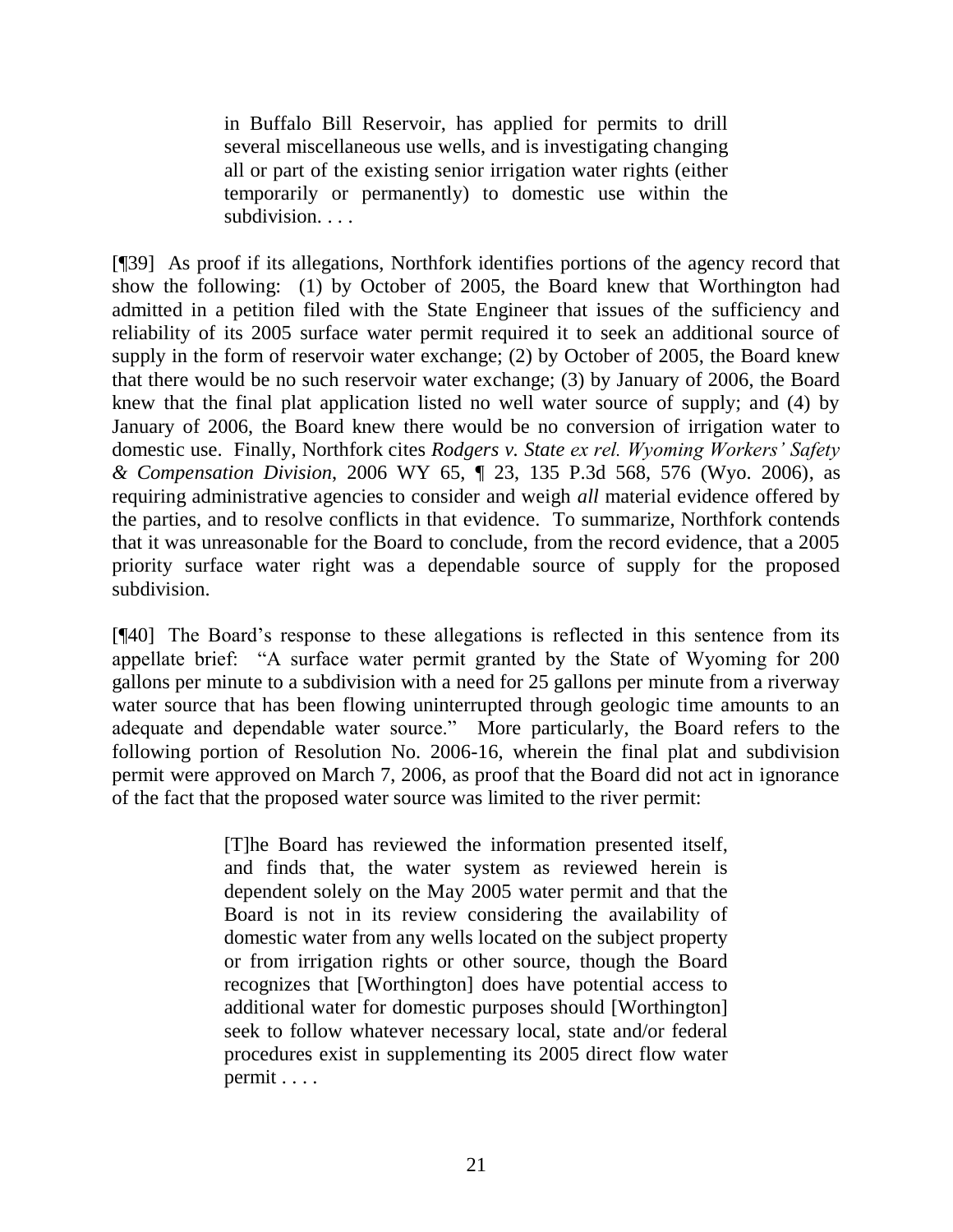> in Buffalo Bill Reservoir, has applied for permits to drill several miscellaneous use wells, and is investigating changing all or part of the existing senior irrigation water rights (either temporarily or permanently) to domestic use within the subdivision. . . .

[¶39] As proof if its allegations, Northfork identifies portions of the agency record that show the following: (1) by October of 2005, the Board knew that Worthington had admitted in a petition filed with the State Engineer that issues of the sufficiency and reliability of its 2005 surface water permit required it to seek an additional source of supply in the form of reservoir water exchange; (2) by October of 2005, the Board knew that there would be no such reservoir water exchange; (3) by January of 2006, the Board knew that the final plat application listed no well water source of supply; and (4) by January of 2006, the Board knew there would be no conversion of irrigation water to domestic use. Finally, Northfork cites *Rodgers v. State ex rel. Wyoming Workers' Safety & Compensation Division*, 2006 WY 65, ¶ 23, 135 P.3d 568, 576 (Wyo. 2006), as requiring administrative agencies to consider and weigh *all* material evidence offered by the parties, and to resolve conflicts in that evidence. To summarize, Northfork contends that it was unreasonable for the Board to conclude, from the record evidence, that a 2005 priority surface water right was a dependable source of supply for the proposed subdivision.

[¶40] The Board's response to these allegations is reflected in this sentence from its appellate brief: "A surface water permit granted by the State of Wyoming for 200 gallons per minute to a subdivision with a need for 25 gallons per minute from a riverway water source that has been flowing uninterrupted through geologic time amounts to an adequate and dependable water source." More particularly, the Board refers to the following portion of Resolution No. 2006-16, wherein the final plat and subdivision permit were approved on March 7, 2006, as proof that the Board did not act in ignorance of the fact that the proposed water source was limited to the river permit:

> [T]he Board has reviewed the information presented itself, and finds that, the water system as reviewed herein is dependent solely on the May 2005 water permit and that the Board is not in its review considering the availability of domestic water from any wells located on the subject property or from irrigation rights or other source, though the Board recognizes that [Worthington] does have potential access to additional water for domestic purposes should [Worthington] seek to follow whatever necessary local, state and/or federal procedures exist in supplementing its 2005 direct flow water permit . . . .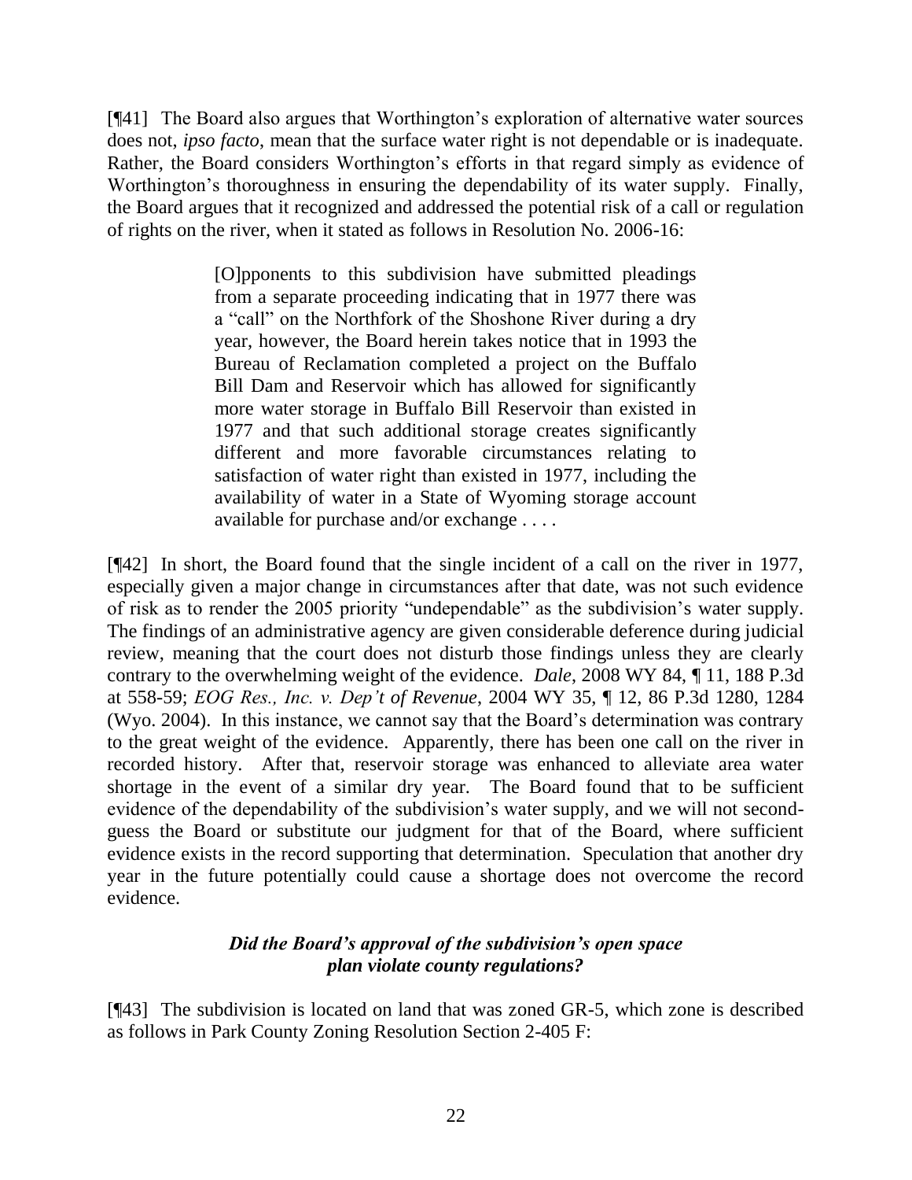[¶41] The Board also argues that Worthington's exploration of alternative water sources does not, *ipso facto*, mean that the surface water right is not dependable or is inadequate. Rather, the Board considers Worthington's efforts in that regard simply as evidence of Worthington's thoroughness in ensuring the dependability of its water supply. Finally, the Board argues that it recognized and addressed the potential risk of a call or regulation of rights on the river, when it stated as follows in Resolution No. 2006-16:

> [O]pponents to this subdivision have submitted pleadings from a separate proceeding indicating that in 1977 there was a "call" on the Northfork of the Shoshone River during a dry year, however, the Board herein takes notice that in 1993 the Bureau of Reclamation completed a project on the Buffalo Bill Dam and Reservoir which has allowed for significantly more water storage in Buffalo Bill Reservoir than existed in 1977 and that such additional storage creates significantly different and more favorable circumstances relating to satisfaction of water right than existed in 1977, including the availability of water in a State of Wyoming storage account available for purchase and/or exchange . . . .

[¶42] In short, the Board found that the single incident of a call on the river in 1977, especially given a major change in circumstances after that date, was not such evidence of risk as to render the 2005 priority "undependable" as the subdivision's water supply. The findings of an administrative agency are given considerable deference during judicial review, meaning that the court does not disturb those findings unless they are clearly contrary to the overwhelming weight of the evidence. *Dale*, 2008 WY 84, ¶ 11, 188 P.3d at 558-59; *EOG Res., Inc. v. Dep't of Revenue*, 2004 WY 35, ¶ 12, 86 P.3d 1280, 1284 (Wyo. 2004). In this instance, we cannot say that the Board's determination was contrary to the great weight of the evidence. Apparently, there has been one call on the river in recorded history. After that, reservoir storage was enhanced to alleviate area water shortage in the event of a similar dry year. The Board found that to be sufficient evidence of the dependability of the subdivision's water supply, and we will not second-guess the Board or substitute our judgment for that of the Board, where sufficient evidence exists in the record supporting that determination. Speculation that another dry year in the future potentially could cause a shortage does not overcome the record evidence.

### *Did the Board's approval of the subdivision's open space plan violate county regulations?*

[¶43] The subdivision is located on land that was zoned GR-5, which zone is described as follows in Park County Zoning Resolution Section 2-405 F: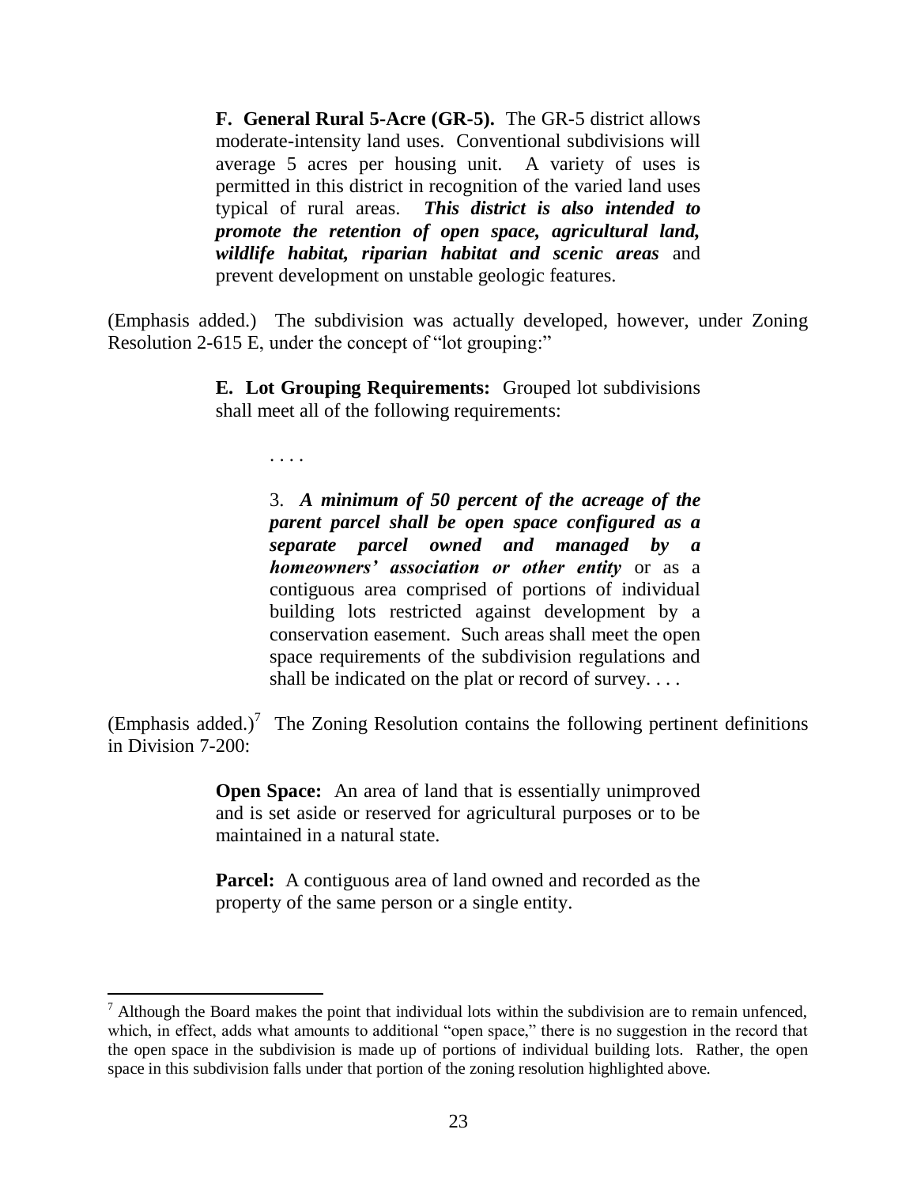> **F. General Rural 5-Acre (GR-5).** The GR-5 district allows moderate-intensity land uses. Conventional subdivisions will average 5 acres per housing unit. A variety of uses is permitted in this district in recognition of the varied land uses typical of rural areas. ***This district is also intended to promote the retention of open space, agricultural land, wildlife habitat, riparian habitat and scenic areas*** and prevent development on unstable geologic features.

(Emphasis added.) The subdivision was actually developed, however, under Zoning Resolution 2-615 E, under the concept of "lot grouping:"

> **E. Lot Grouping Requirements:** Grouped lot subdivisions shall meet all of the following requirements:
>
> > . . . .
> >
> > 3. ***A minimum of 50 percent of the acreage of the parent parcel shall be open space configured as a separate parcel owned and managed by a homeowners' association or other entity*** or as a contiguous area comprised of portions of individual building lots restricted against development by a conservation easement. Such areas shall meet the open space requirements of the subdivision regulations and shall be indicated on the plat or record of survey. . . .

(Emphasis added.)[7] The Zoning Resolution contains the following pertinent definitions in Division 7-200:

> **Open Space:** An area of land that is essentially unimproved and is set aside or reserved for agricultural purposes or to be maintained in a natural state.
>
> **Parcel:** A contiguous area of land owned and recorded as the property of the same person or a single entity.

---

[7] Although the Board makes the point that individual lots within the subdivision are to remain unfenced, which, in effect, adds what amounts to additional "open space," there is no suggestion in the record that the open space in the subdivision is made up of portions of individual building lots. Rather, the open space in this subdivision falls under that portion of the zoning resolution highlighted above.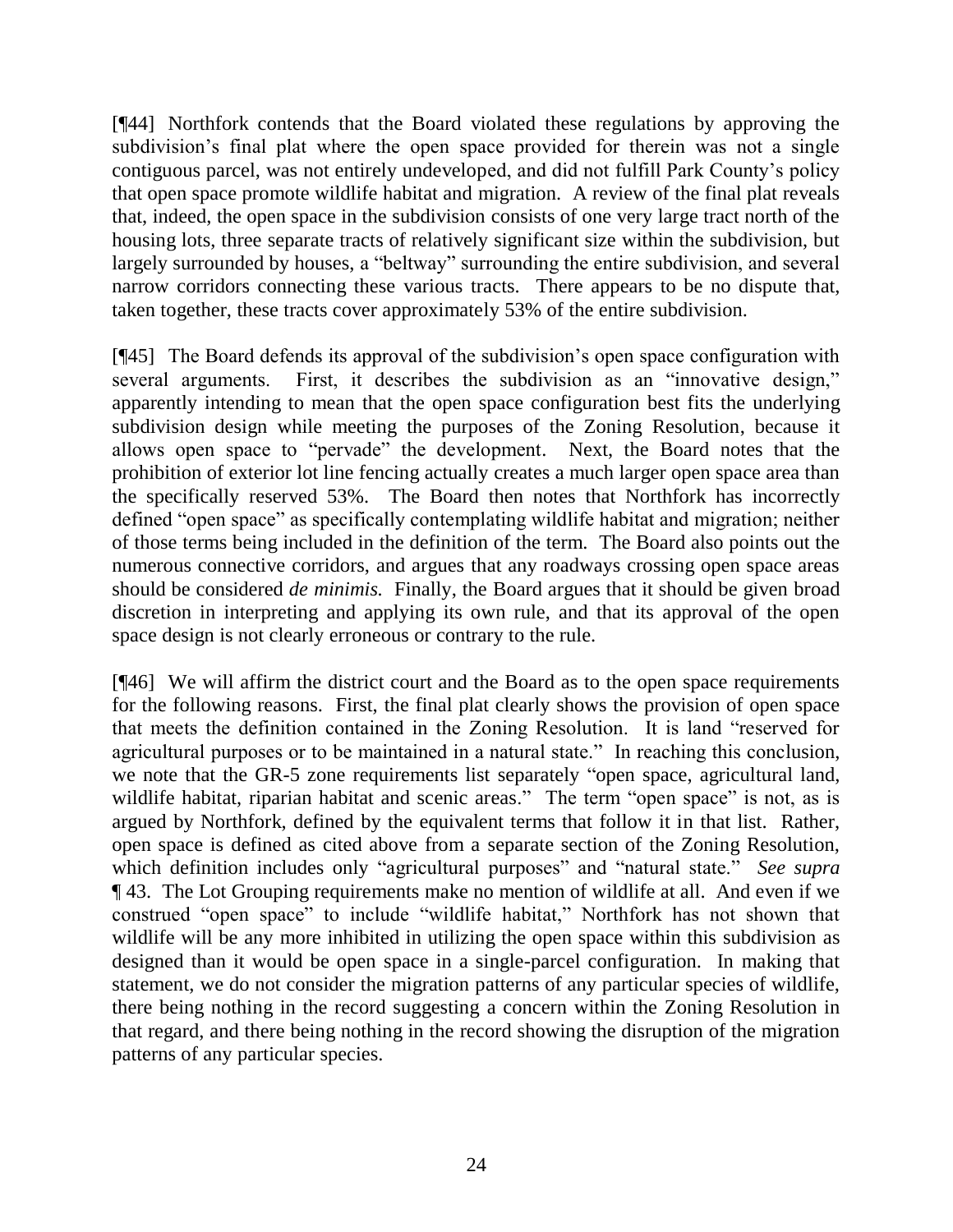[¶44] Northfork contends that the Board violated these regulations by approving the subdivision's final plat where the open space provided for therein was not a single contiguous parcel, was not entirely undeveloped, and did not fulfill Park County's policy that open space promote wildlife habitat and migration. A review of the final plat reveals that, indeed, the open space in the subdivision consists of one very large tract north of the housing lots, three separate tracts of relatively significant size within the subdivision, but largely surrounded by houses, a "beltway" surrounding the entire subdivision, and several narrow corridors connecting these various tracts. There appears to be no dispute that, taken together, these tracts cover approximately 53% of the entire subdivision.

[¶45] The Board defends its approval of the subdivision's open space configuration with several arguments. First, it describes the subdivision as an "innovative design," apparently intending to mean that the open space configuration best fits the underlying subdivision design while meeting the purposes of the Zoning Resolution, because it allows open space to "pervade" the development. Next, the Board notes that the prohibition of exterior lot line fencing actually creates a much larger open space area than the specifically reserved 53%. The Board then notes that Northfork has incorrectly defined "open space" as specifically contemplating wildlife habitat and migration; neither of those terms being included in the definition of the term. The Board also points out the numerous connective corridors, and argues that any roadways crossing open space areas should be considered *de minimis.* Finally, the Board argues that it should be given broad discretion in interpreting and applying its own rule, and that its approval of the open space design is not clearly erroneous or contrary to the rule.

[¶46] We will affirm the district court and the Board as to the open space requirements for the following reasons. First, the final plat clearly shows the provision of open space that meets the definition contained in the Zoning Resolution. It is land "reserved for agricultural purposes or to be maintained in a natural state." In reaching this conclusion, we note that the GR-5 zone requirements list separately "open space, agricultural land, wildlife habitat, riparian habitat and scenic areas." The term "open space" is not, as is argued by Northfork, defined by the equivalent terms that follow it in that list. Rather, open space is defined as cited above from a separate section of the Zoning Resolution, which definition includes only "agricultural purposes" and "natural state." *See supra* ¶ 43. The Lot Grouping requirements make no mention of wildlife at all. And even if we construed "open space" to include "wildlife habitat," Northfork has not shown that wildlife will be any more inhibited in utilizing the open space within this subdivision as designed than it would be open space in a single-parcel configuration. In making that statement, we do not consider the migration patterns of any particular species of wildlife, there being nothing in the record suggesting a concern within the Zoning Resolution in that regard, and there being nothing in the record showing the disruption of the migration patterns of any particular species.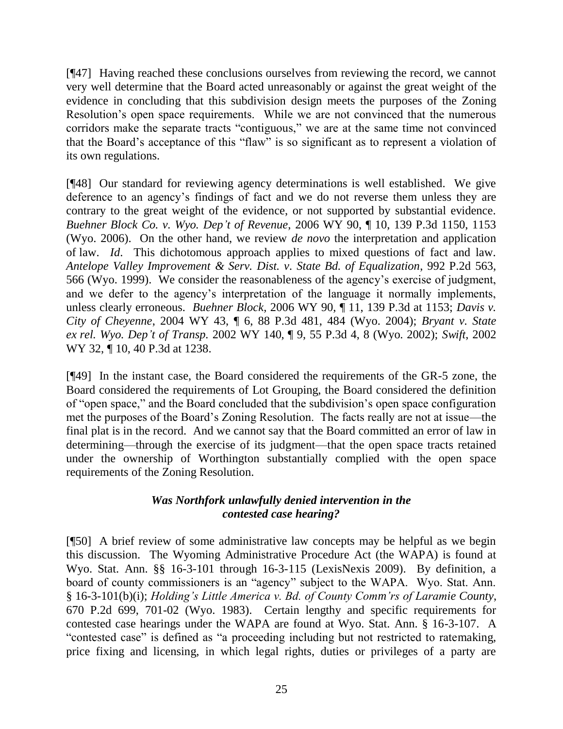[¶47] Having reached these conclusions ourselves from reviewing the record, we cannot very well determine that the Board acted unreasonably or against the great weight of the evidence in concluding that this subdivision design meets the purposes of the Zoning Resolution's open space requirements. While we are not convinced that the numerous corridors make the separate tracts "contiguous," we are at the same time not convinced that the Board's acceptance of this "flaw" is so significant as to represent a violation of its own regulations.

[¶48] Our standard for reviewing agency determinations is well established. We give deference to an agency's findings of fact and we do not reverse them unless they are contrary to the great weight of the evidence, or not supported by substantial evidence. *Buehner Block Co. v. Wyo. Dep't of Revenue*, 2006 WY 90, ¶ 10, 139 P.3d 1150, 1153 (Wyo. 2006). On the other hand, we review *de novo* the interpretation and application of law. *Id*. This dichotomous approach applies to mixed questions of fact and law. *Antelope Valley Improvement & Serv. Dist. v. State Bd. of Equalization*, 992 P.2d 563, 566 (Wyo. 1999). We consider the reasonableness of the agency's exercise of judgment, and we defer to the agency's interpretation of the language it normally implements, unless clearly erroneous. *Buehner Block*, 2006 WY 90, ¶ 11, 139 P.3d at 1153; *Davis v. City of Cheyenne*, 2004 WY 43, ¶ 6, 88 P.3d 481, 484 (Wyo. 2004); *Bryant v. State ex rel. Wyo. Dep't of Transp.* 2002 WY 140, ¶ 9, 55 P.3d 4, 8 (Wyo. 2002); *Swift*, 2002 WY 32, ¶ 10, 40 P.3d at 1238.

[¶49] In the instant case, the Board considered the requirements of the GR-5 zone, the Board considered the requirements of Lot Grouping, the Board considered the definition of "open space," and the Board concluded that the subdivision's open space configuration met the purposes of the Board's Zoning Resolution. The facts really are not at issue—the final plat is in the record. And we cannot say that the Board committed an error of law in determining—through the exercise of its judgment—that the open space tracts retained under the ownership of Worthington substantially complied with the open space requirements of the Zoning Resolution.

### *Was Northfork unlawfully denied intervention in the contested case hearing?*

[¶50] A brief review of some administrative law concepts may be helpful as we begin this discussion. The Wyoming Administrative Procedure Act (the WAPA) is found at Wyo. Stat. Ann. §§ 16-3-101 through 16-3-115 (LexisNexis 2009). By definition, a board of county commissioners is an "agency" subject to the WAPA. Wyo. Stat. Ann. § 16-3-101(b)(i); *Holding's Little America v. Bd. of County Comm'rs of Laramie County*, 670 P.2d 699, 701-02 (Wyo. 1983). Certain lengthy and specific requirements for contested case hearings under the WAPA are found at Wyo. Stat. Ann. § 16-3-107. A "contested case" is defined as "a proceeding including but not restricted to ratemaking, price fixing and licensing, in which legal rights, duties or privileges of a party are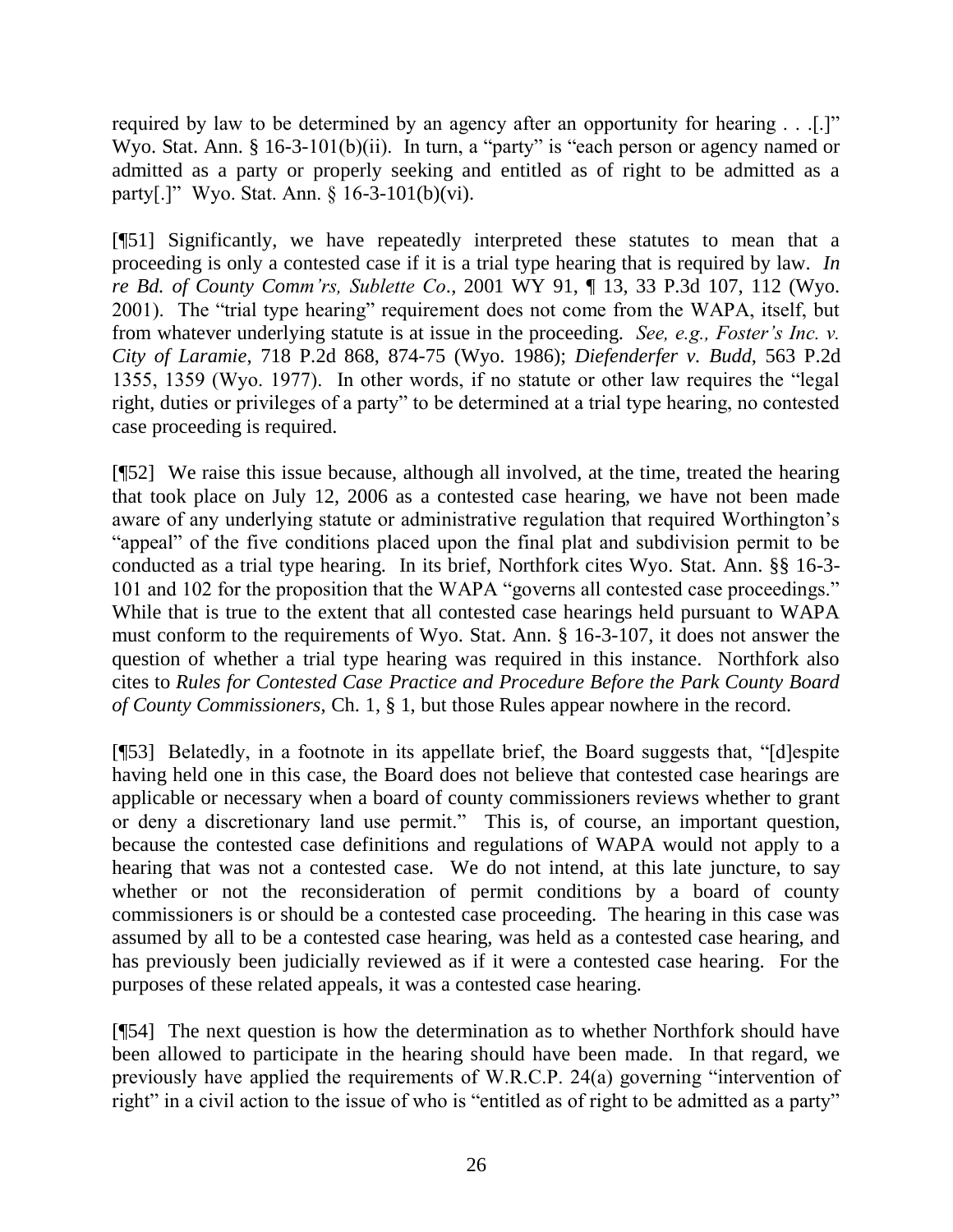required by law to be determined by an agency after an opportunity for hearing . . .[.]" Wyo. Stat. Ann. § 16-3-101(b)(ii). In turn, a "party" is "each person or agency named or admitted as a party or properly seeking and entitled as of right to be admitted as a party[.]" Wyo. Stat. Ann. § 16-3-101(b)(vi).

[¶51] Significantly, we have repeatedly interpreted these statutes to mean that a proceeding is only a contested case if it is a trial type hearing that is required by law. *In re Bd. of County Comm'rs, Sublette Co*., 2001 WY 91, ¶ 13, 33 P.3d 107, 112 (Wyo. 2001). The "trial type hearing" requirement does not come from the WAPA, itself, but from whatever underlying statute is at issue in the proceeding. *See, e.g., Foster's Inc. v. City of Laramie*, 718 P.2d 868, 874-75 (Wyo. 1986); *Diefenderfer v. Budd*, 563 P.2d 1355, 1359 (Wyo. 1977). In other words, if no statute or other law requires the "legal right, duties or privileges of a party" to be determined at a trial type hearing, no contested case proceeding is required.

[¶52] We raise this issue because, although all involved, at the time, treated the hearing that took place on July 12, 2006 as a contested case hearing, we have not been made aware of any underlying statute or administrative regulation that required Worthington's "appeal" of the five conditions placed upon the final plat and subdivision permit to be conducted as a trial type hearing. In its brief, Northfork cites Wyo. Stat. Ann. §§ 16-3-101 and 102 for the proposition that the WAPA "governs all contested case proceedings." While that is true to the extent that all contested case hearings held pursuant to WAPA must conform to the requirements of Wyo. Stat. Ann. § 16-3-107, it does not answer the question of whether a trial type hearing was required in this instance. Northfork also cites to *Rules for Contested Case Practice and Procedure Before the Park County Board of County Commissioners*, Ch. 1, § 1, but those Rules appear nowhere in the record.

[¶53] Belatedly, in a footnote in its appellate brief, the Board suggests that, "[d]espite having held one in this case, the Board does not believe that contested case hearings are applicable or necessary when a board of county commissioners reviews whether to grant or deny a discretionary land use permit." This is, of course, an important question, because the contested case definitions and regulations of WAPA would not apply to a hearing that was not a contested case. We do not intend, at this late juncture, to say whether or not the reconsideration of permit conditions by a board of county commissioners is or should be a contested case proceeding. The hearing in this case was assumed by all to be a contested case hearing, was held as a contested case hearing, and has previously been judicially reviewed as if it were a contested case hearing. For the purposes of these related appeals, it was a contested case hearing.

[¶54] The next question is how the determination as to whether Northfork should have been allowed to participate in the hearing should have been made. In that regard, we previously have applied the requirements of W.R.C.P. 24(a) governing "intervention of right" in a civil action to the issue of who is "entitled as of right to be admitted as a party"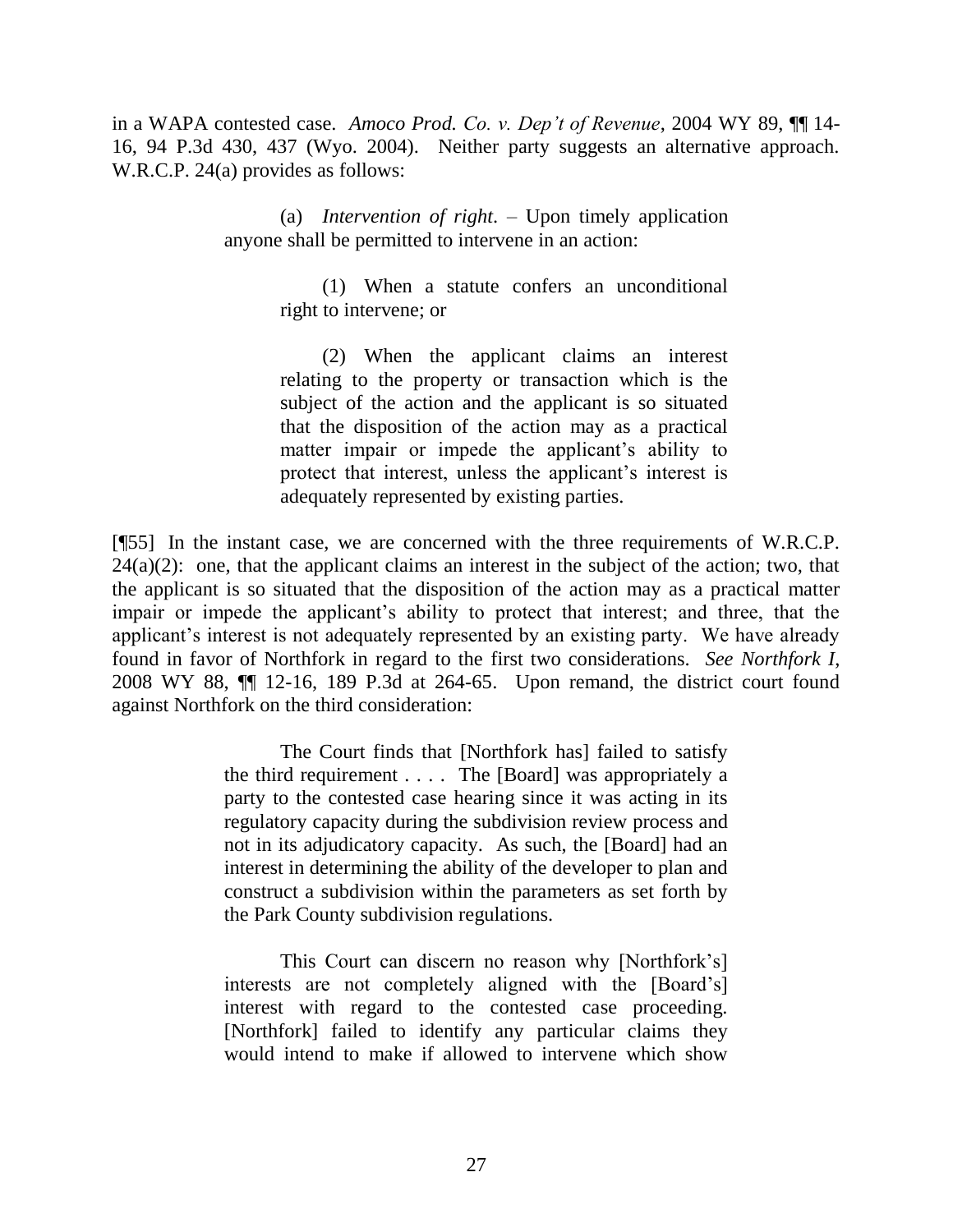in a WAPA contested case. *Amoco Prod. Co. v. Dep't of Revenue*, 2004 WY 89, ¶¶ 14-16, 94 P.3d 430, 437 (Wyo. 2004). Neither party suggests an alternative approach. W.R.C.P. 24(a) provides as follows:

> (a) *Intervention of right*. – Upon timely application anyone shall be permitted to intervene in an action:
>
> (1) When a statute confers an unconditional right to intervene; or
>
> (2) When the applicant claims an interest relating to the property or transaction which is the subject of the action and the applicant is so situated that the disposition of the action may as a practical matter impair or impede the applicant's ability to protect that interest, unless the applicant's interest is adequately represented by existing parties.

[¶55] In the instant case, we are concerned with the three requirements of W.R.C.P. 24(a)(2): one, that the applicant claims an interest in the subject of the action; two, that the applicant is so situated that the disposition of the action may as a practical matter impair or impede the applicant's ability to protect that interest; and three, that the applicant's interest is not adequately represented by an existing party. We have already found in favor of Northfork in regard to the first two considerations. *See Northfork I*, 2008 WY 88, ¶¶ 12-16, 189 P.3d at 264-65. Upon remand, the district court found against Northfork on the third consideration:

> The Court finds that [Northfork has] failed to satisfy the third requirement . . . . The [Board] was appropriately a party to the contested case hearing since it was acting in its regulatory capacity during the subdivision review process and not in its adjudicatory capacity. As such, the [Board] had an interest in determining the ability of the developer to plan and construct a subdivision within the parameters as set forth by the Park County subdivision regulations.
>
> This Court can discern no reason why [Northfork's] interests are not completely aligned with the [Board's] interest with regard to the contested case proceeding. [Northfork] failed to identify any particular claims they would intend to make if allowed to intervene which show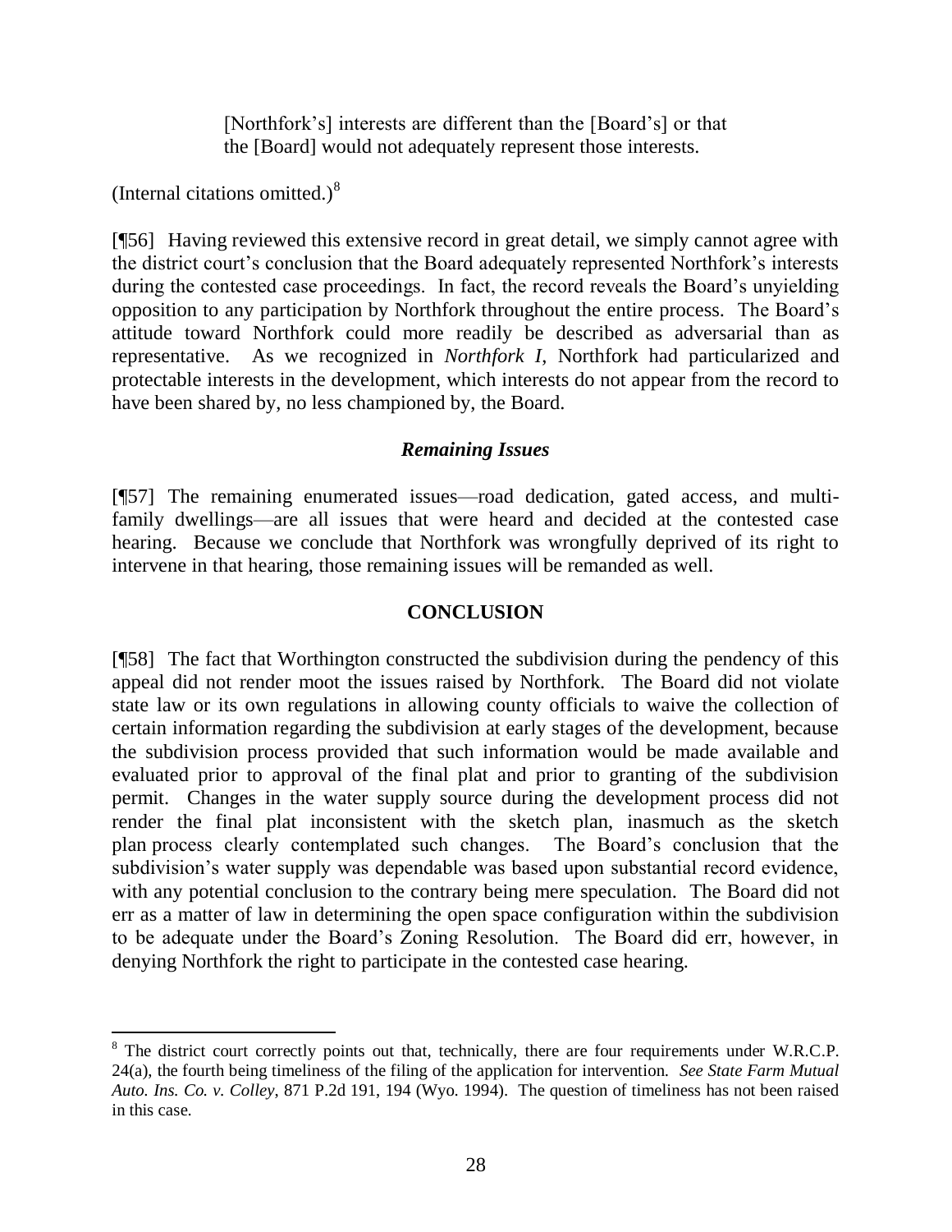> [Northfork's] interests are different than the [Board's] or that the [Board] would not adequately represent those interests.

(Internal citations omitted.)[8]

[¶56] Having reviewed this extensive record in great detail, we simply cannot agree with the district court's conclusion that the Board adequately represented Northfork's interests during the contested case proceedings. In fact, the record reveals the Board's unyielding opposition to any participation by Northfork throughout the entire process. The Board's attitude toward Northfork could more readily be described as adversarial than as representative. As we recognized in *Northfork I*, Northfork had particularized and protectable interests in the development, which interests do not appear from the record to have been shared by, no less championed by, the Board.

### *Remaining Issues*

[¶57] The remaining enumerated issues—road dedication, gated access, and multi-family dwellings—are all issues that were heard and decided at the contested case hearing. Because we conclude that Northfork was wrongfully deprived of its right to intervene in that hearing, those remaining issues will be remanded as well.

## CONCLUSION

[¶58] The fact that Worthington constructed the subdivision during the pendency of this appeal did not render moot the issues raised by Northfork. The Board did not violate state law or its own regulations in allowing county officials to waive the collection of certain information regarding the subdivision at early stages of the development, because the subdivision process provided that such information would be made available and evaluated prior to approval of the final plat and prior to granting of the subdivision permit. Changes in the water supply source during the development process did not render the final plat inconsistent with the sketch plan, inasmuch as the sketch plan process clearly contemplated such changes. The Board's conclusion that the subdivision's water supply was dependable was based upon substantial record evidence, with any potential conclusion to the contrary being mere speculation. The Board did not err as a matter of law in determining the open space configuration within the subdivision to be adequate under the Board's Zoning Resolution. The Board did err, however, in denying Northfork the right to participate in the contested case hearing.

---

[8] The district court correctly points out that, technically, there are four requirements under W.R.C.P. 24(a), the fourth being timeliness of the filing of the application for intervention. *See State Farm Mutual Auto. Ins. Co. v. Colley*, 871 P.2d 191, 194 (Wyo. 1994). The question of timeliness has not been raised in this case.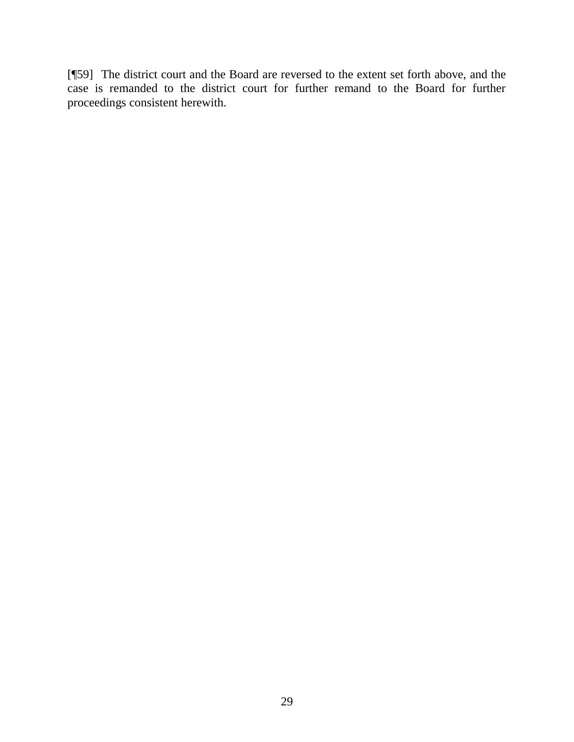[¶59] The district court and the Board are reversed to the extent set forth above, and the case is remanded to the district court for further remand to the Board for further proceedings consistent herewith.